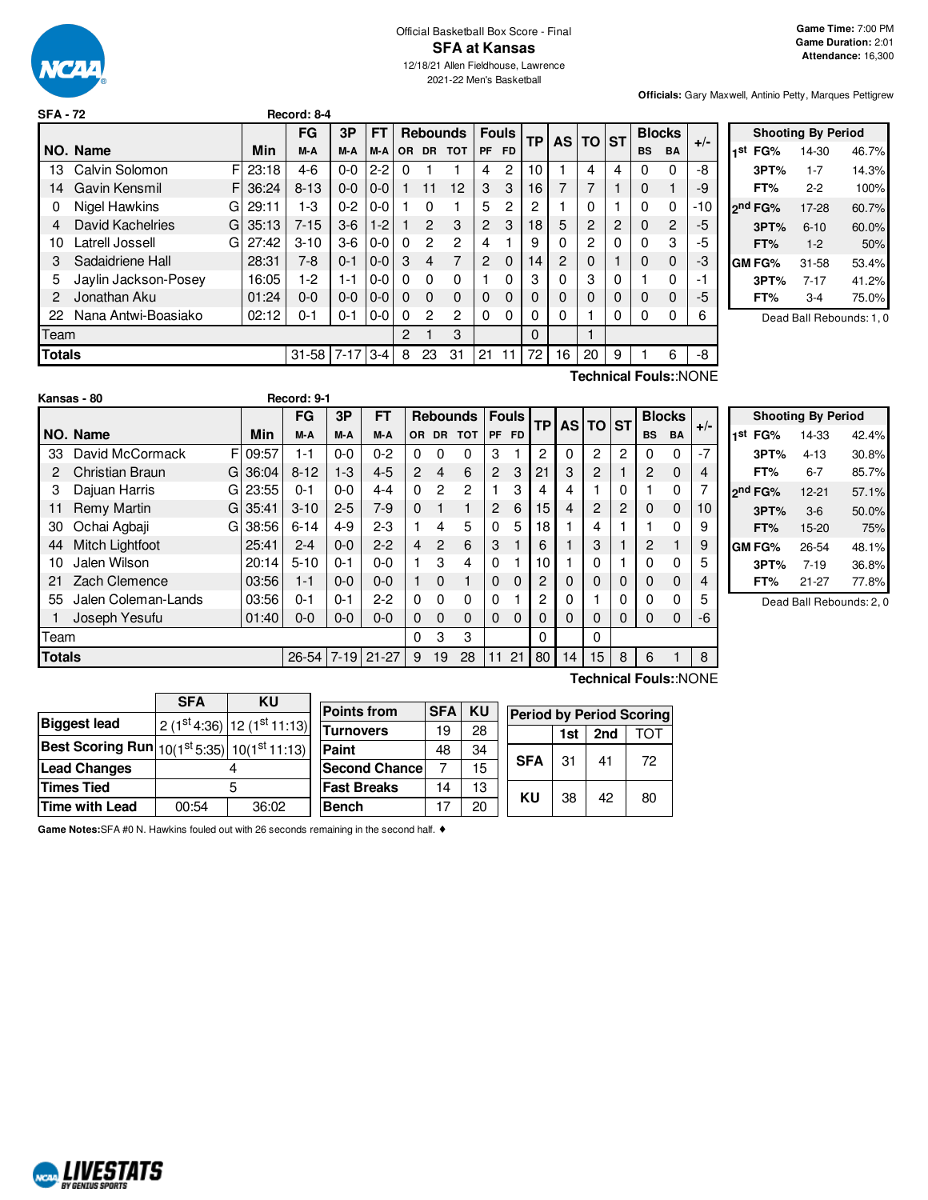Official Basketball Box Score - Final

# SFA at Kansas

12/18/21 Allen Fieldhouse, Lawrence
2021-22 Men's Basketball

**Game Time:** 7:00 PM
**Game Duration:** 2:01
**Attendance:** 16,300

**Officials:** Gary Maxwell, Antinio Petty, Marques Pettigrew

**SFA - 72** Record: 8-4

| NO. | Name | | Min | FG M-A | 3P M-A | FT M-A | OR | DR | TOT | PF | FD | TP | AS | TO | ST | BS | BA | +/- |
|---|---|---|---|---|---|---|---|---|---|---|---|---|---|---|---|---|---|---|
| 13 | Calvin Solomon | F | 23:18 | 4-6 | 0-0 | 2-2 | 0 | 1 | 1 | 4 | 2 | 10 | 1 | 4 | 4 | 0 | 0 | -8 |
| 14 | Gavin Kensmil | F | 36:24 | 8-13 | 0-0 | 0-0 | 1 | 11 | 12 | 3 | 3 | 16 | 7 | 7 | 1 | 0 | 1 | -9 |
| 0 | Nigel Hawkins | G | 29:11 | 1-3 | 0-2 | 0-0 | 1 | 0 | 1 | 5 | 2 | 2 | 1 | 0 | 1 | 0 | 0 | -10 |
| 4 | David Kachelries | G | 35:13 | 7-15 | 3-6 | 1-2 | 1 | 2 | 3 | 2 | 3 | 18 | 5 | 2 | 2 | 0 | 2 | -5 |
| 10 | Latrell Jossell | G | 27:42 | 3-10 | 3-6 | 0-0 | 0 | 2 | 2 | 4 | 1 | 9 | 0 | 2 | 0 | 0 | 3 | -5 |
| 3 | Sadaidriene Hall | | 28:31 | 7-8 | 0-1 | 0-0 | 3 | 4 | 7 | 2 | 0 | 14 | 2 | 0 | 1 | 0 | 0 | -3 |
| 5 | Jaylin Jackson-Posey | | 16:05 | 1-2 | 1-1 | 0-0 | 0 | 0 | 0 | 1 | 0 | 3 | 0 | 3 | 0 | 1 | 0 | -1 |
| 2 | Jonathan Aku | | 01:24 | 0-0 | 0-0 | 0-0 | 0 | 0 | 0 | 0 | 0 | 0 | 0 | 0 | 0 | 0 | 0 | -5 |
| 22 | Nana Antwi-Boasiako | | 02:12 | 0-1 | 0-1 | 0-0 | 0 | 2 | 2 | 0 | 0 | 0 | 0 | 1 | 0 | 0 | 0 | 6 |
| Team | | | | | | | 2 | 1 | 3 | | | 0 | | 1 | | | | |
| **Totals** | | | | 31-58 | 7-17 | 3-4 | 8 | 23 | 31 | 21 | 11 | 72 | 16 | 20 | 9 | 1 | 6 | -8 |

Technical Fouls::NONE

| Shooting By Period | | |
|---|---|---|
| 1st FG% | 14-30 | 46.7% |
| 3PT% | 1-7 | 14.3% |
| FT% | 2-2 | 100% |
| 2nd FG% | 17-28 | 60.7% |
| 3PT% | 6-10 | 60.0% |
| FT% | 1-2 | 50% |
| GM FG% | 31-58 | 53.4% |
| 3PT% | 7-17 | 41.2% |
| FT% | 3-4 | 75.0% |

Dead Ball Rebounds: 1, 0

**Kansas - 80** Record: 9-1

| NO. | Name | | Min | FG M-A | 3P M-A | FT M-A | OR | DR | TOT | PF | FD | TP | AS | TO | ST | BS | BA | +/- |
|---|---|---|---|---|---|---|---|---|---|---|---|---|---|---|---|---|---|---|
| 33 | David McCormack | F | 09:57 | 1-1 | 0-0 | 0-2 | 0 | 0 | 0 | 3 | 1 | 2 | 0 | 2 | 2 | 0 | 0 | -7 |
| 2 | Christian Braun | G | 36:04 | 8-12 | 1-3 | 4-5 | 2 | 4 | 6 | 2 | 3 | 21 | 3 | 2 | 1 | 2 | 0 | 4 |
| 3 | Dajuan Harris | G | 23:55 | 0-1 | 0-0 | 4-4 | 0 | 2 | 2 | 1 | 3 | 4 | 4 | 1 | 0 | 1 | 0 | 7 |
| 11 | Remy Martin | G | 35:41 | 3-10 | 2-5 | 7-9 | 0 | 1 | 1 | 2 | 6 | 15 | 4 | 2 | 2 | 0 | 0 | 10 |
| 30 | Ochai Agbaji | G | 38:56 | 6-14 | 4-9 | 2-3 | 1 | 4 | 5 | 0 | 5 | 18 | 1 | 4 | 1 | 1 | 0 | 9 |
| 44 | Mitch Lightfoot | | 25:41 | 2-4 | 0-0 | 2-2 | 4 | 2 | 6 | 3 | 1 | 6 | 1 | 3 | 1 | 2 | 1 | 9 |
| 10 | Jalen Wilson | | 20:14 | 5-10 | 0-1 | 0-0 | 1 | 3 | 4 | 0 | 1 | 10 | 1 | 0 | 1 | 0 | 0 | 5 |
| 21 | Zach Clemence | | 03:56 | 1-1 | 0-0 | 0-0 | 1 | 0 | 1 | 0 | 0 | 2 | 0 | 0 | 0 | 0 | 0 | 4 |
| 55 | Jalen Coleman-Lands | | 03:56 | 0-1 | 0-1 | 2-2 | 0 | 0 | 0 | 0 | 1 | 2 | 0 | 1 | 0 | 0 | 0 | 5 |
| 1 | Joseph Yesufu | | 01:40 | 0-0 | 0-0 | 0-0 | 0 | 0 | 0 | 0 | 0 | 0 | 0 | 0 | 0 | 0 | 0 | -6 |
| Team | | | | | | | 0 | 3 | 3 | | | 0 | | 0 | | | | |
| **Totals** | | | | 26-54 | 7-19 | 21-27 | 9 | 19 | 28 | 11 | 21 | 80 | 14 | 15 | 8 | 6 | 1 | 8 |

Technical Fouls::NONE

| Shooting By Period | | |
|---|---|---|
| 1st FG% | 14-33 | 42.4% |
| 3PT% | 4-13 | 30.8% |
| FT% | 6-7 | 85.7% |
| 2nd FG% | 12-21 | 57.1% |
| 3PT% | 3-6 | 50.0% |
| FT% | 15-20 | 75% |
| GM FG% | 26-54 | 48.1% |
| 3PT% | 7-19 | 36.8% |
| FT% | 21-27 | 77.8% |

Dead Ball Rebounds: 2, 0

| | SFA | KU |
|---|---|---|
| **Biggest lead** | 2 (1st 4:36) | 12 (1st 11:13) |
| **Best Scoring Run** | 10(1st 5:35) | 10(1st 11:13) |
| **Lead Changes** | 4 | |
| **Times Tied** | 5 | |
| **Time with Lead** | 00:54 | 36:02 |

| Points from | SFA | KU |
|---|---|---|
| Turnovers | 19 | 28 |
| Paint | 48 | 34 |
| Second Chance | 7 | 15 |
| Fast Breaks | 14 | 13 |
| Bench | 17 | 20 |

| Period by Period Scoring | 1st | 2nd | TOT |
|---|---|---|---|
| SFA | 31 | 41 | 72 |
| KU | 38 | 42 | 80 |

**Game Notes:** SFA #0 N. Hawkins fouled out with 26 seconds remaining in the second half. ♦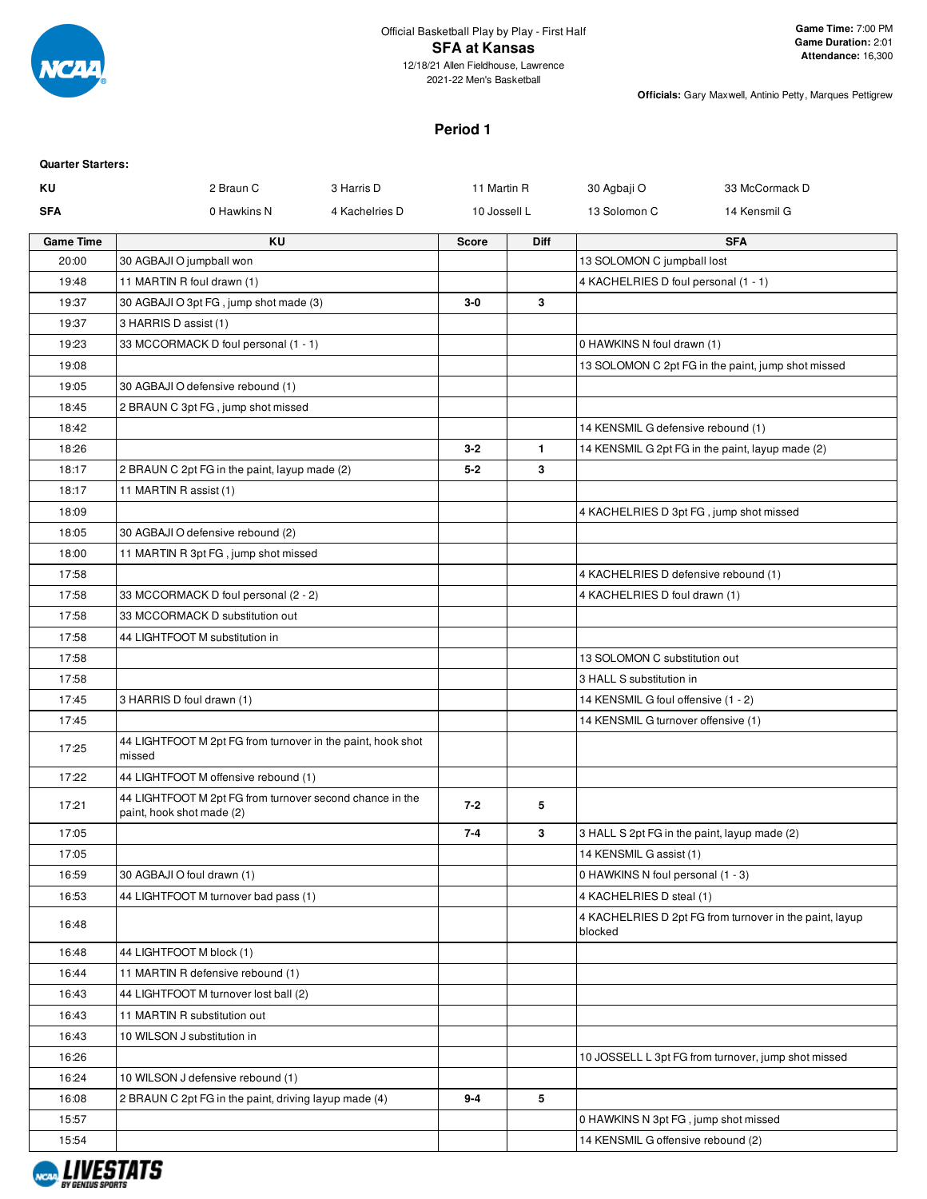Official Basketball Play by Play - First Half

## SFA at Kansas

12/18/21 Allen Fieldhouse, Lawrence
2021-22 Men's Basketball

**Game Time:** 7:00 PM
**Game Duration:** 2:01
**Attendance:** 16,300

**Officials:** Gary Maxwell, Antinio Petty, Marques Pettigrew

### Period 1

**Quarter Starters:**

| | | | | | |
|---|---|---|---|---|---|
| **KU** | 2 Braun C | 3 Harris D | 11 Martin R | 30 Agbaji O | 33 McCormack D |
| **SFA** | 0 Hawkins N | 4 Kachelries D | 10 Jossell L | 13 Solomon C | 14 Kensmil G |

| Game Time | KU | Score | Diff | SFA |
|---|---|---|---|---|
| 20:00 | 30 AGBAJI O jumpball won | | | 13 SOLOMON C jumpball lost |
| 19:48 | 11 MARTIN R foul drawn (1) | | | 4 KACHELRIES D foul personal (1 - 1) |
| 19:37 | 30 AGBAJI O 3pt FG , jump shot made (3) | 3-0 | 3 | |
| 19:37 | 3 HARRIS D assist (1) | | | |
| 19:23 | 33 MCCORMACK D foul personal (1 - 1) | | | 0 HAWKINS N foul drawn (1) |
| 19:08 | | | | 13 SOLOMON C 2pt FG in the paint, jump shot missed |
| 19:05 | 30 AGBAJI O defensive rebound (1) | | | |
| 18:45 | 2 BRAUN C 3pt FG , jump shot missed | | | |
| 18:42 | | | | 14 KENSMIL G defensive rebound (1) |
| 18:26 | | 3-2 | 1 | 14 KENSMIL G 2pt FG in the paint, layup made (2) |
| 18:17 | 2 BRAUN C 2pt FG in the paint, layup made (2) | 5-2 | 3 | |
| 18:17 | 11 MARTIN R assist (1) | | | |
| 18:09 | | | | 4 KACHELRIES D 3pt FG , jump shot missed |
| 18:05 | 30 AGBAJI O defensive rebound (2) | | | |
| 18:00 | 11 MARTIN R 3pt FG , jump shot missed | | | |
| 17:58 | | | | 4 KACHELRIES D defensive rebound (1) |
| 17:58 | 33 MCCORMACK D foul personal (2 - 2) | | | 4 KACHELRIES D foul drawn (1) |
| 17:58 | 33 MCCORMACK D substitution out | | | |
| 17:58 | 44 LIGHTFOOT M substitution in | | | |
| 17:58 | | | | 13 SOLOMON C substitution out |
| 17:58 | | | | 3 HALL S substitution in |
| 17:45 | 3 HARRIS D foul drawn (1) | | | 14 KENSMIL G foul offensive (1 - 2) |
| 17:45 | | | | 14 KENSMIL G turnover offensive (1) |
| 17:25 | 44 LIGHTFOOT M 2pt FG from turnover in the paint, hook shot missed | | | |
| 17:22 | 44 LIGHTFOOT M offensive rebound (1) | | | |
| 17:21 | 44 LIGHTFOOT M 2pt FG from turnover second chance in the paint, hook shot made (2) | 7-2 | 5 | |
| 17:05 | | 7-4 | 3 | 3 HALL S 2pt FG in the paint, layup made (2) |
| 17:05 | | | | 14 KENSMIL G assist (1) |
| 16:59 | 30 AGBAJI O foul drawn (1) | | | 0 HAWKINS N foul personal (1 - 3) |
| 16:53 | 44 LIGHTFOOT M turnover bad pass (1) | | | 4 KACHELRIES D steal (1) |
| 16:48 | | | | 4 KACHELRIES D 2pt FG from turnover in the paint, layup blocked |
| 16:48 | 44 LIGHTFOOT M block (1) | | | |
| 16:44 | 11 MARTIN R defensive rebound (1) | | | |
| 16:43 | 44 LIGHTFOOT M turnover lost ball (2) | | | |
| 16:43 | 11 MARTIN R substitution out | | | |
| 16:43 | 10 WILSON J substitution in | | | |
| 16:26 | | | | 10 JOSSELL L 3pt FG from turnover, jump shot missed |
| 16:24 | 10 WILSON J defensive rebound (1) | | | |
| 16:08 | 2 BRAUN C 2pt FG in the paint, driving layup made (4) | 9-4 | 5 | |
| 15:57 | | | | 0 HAWKINS N 3pt FG , jump shot missed |
| 15:54 | | | | 14 KENSMIL G offensive rebound (2) |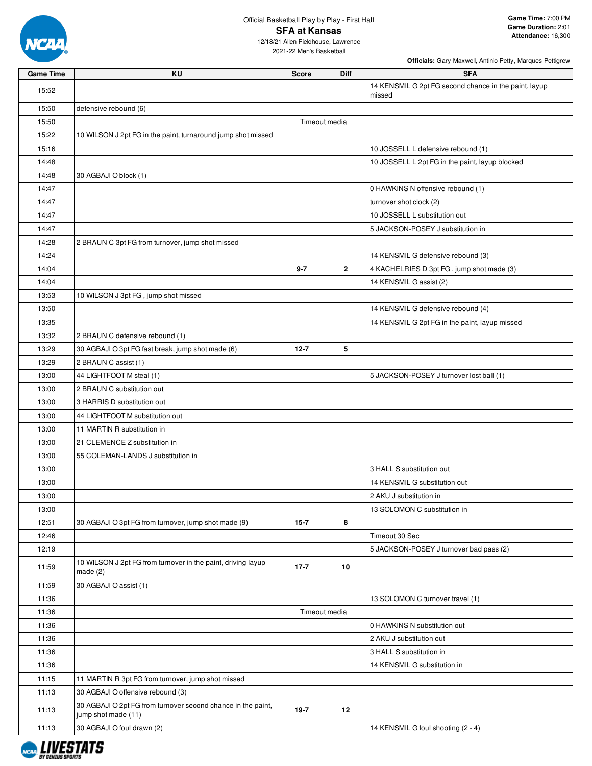Official Basketball Play by Play - First Half

# SFA at Kansas

12/18/21 Allen Fieldhouse, Lawrence
2021-22 Men's Basketball

**Game Time:** 7:00 PM
**Game Duration:** 2:01
**Attendance:** 16,300

**Officials:** Gary Maxwell, Antinio Petty, Marques Pettigrew

| Game Time | KU | Score | Diff | SFA |
|---|---|---|---|---|
| 15:52 | | | | 14 KENSMIL G 2pt FG second chance in the paint, layup missed |
| 15:50 | defensive rebound (6) | | | |
| 15:50 | Timeout media | | | |
| 15:22 | 10 WILSON J 2pt FG in the paint, turnaround jump shot missed | | | |
| 15:16 | | | | 10 JOSSELL L defensive rebound (1) |
| 14:48 | | | | 10 JOSSELL L 2pt FG in the paint, layup blocked |
| 14:48 | 30 AGBAJI O block (1) | | | |
| 14:47 | | | | 0 HAWKINS N offensive rebound (1) |
| 14:47 | | | | turnover shot clock (2) |
| 14:47 | | | | 10 JOSSELL L substitution out |
| 14:47 | | | | 5 JACKSON-POSEY J substitution in |
| 14:28 | 2 BRAUN C 3pt FG from turnover, jump shot missed | | | |
| 14:24 | | | | 14 KENSMIL G defensive rebound (3) |
| 14:04 | | 9-7 | 2 | 4 KACHELRIES D 3pt FG , jump shot made (3) |
| 14:04 | | | | 14 KENSMIL G assist (2) |
| 13:53 | 10 WILSON J 3pt FG , jump shot missed | | | |
| 13:50 | | | | 14 KENSMIL G defensive rebound (4) |
| 13:35 | | | | 14 KENSMIL G 2pt FG in the paint, layup missed |
| 13:32 | 2 BRAUN C defensive rebound (1) | | | |
| 13:29 | 30 AGBAJI O 3pt FG fast break, jump shot made (6) | 12-7 | 5 | |
| 13:29 | 2 BRAUN C assist (1) | | | |
| 13:00 | 44 LIGHTFOOT M steal (1) | | | 5 JACKSON-POSEY J turnover lost ball (1) |
| 13:00 | 2 BRAUN C substitution out | | | |
| 13:00 | 3 HARRIS D substitution out | | | |
| 13:00 | 44 LIGHTFOOT M substitution out | | | |
| 13:00 | 11 MARTIN R substitution in | | | |
| 13:00 | 21 CLEMENCE Z substitution in | | | |
| 13:00 | 55 COLEMAN-LANDS J substitution in | | | |
| 13:00 | | | | 3 HALL S substitution out |
| 13:00 | | | | 14 KENSMIL G substitution out |
| 13:00 | | | | 2 AKU J substitution in |
| 13:00 | | | | 13 SOLOMON C substitution in |
| 12:51 | 30 AGBAJI O 3pt FG from turnover, jump shot made (9) | 15-7 | 8 | |
| 12:46 | | | | Timeout 30 Sec |
| 12:19 | | | | 5 JACKSON-POSEY J turnover bad pass (2) |
| 11:59 | 10 WILSON J 2pt FG from turnover in the paint, driving layup made (2) | 17-7 | 10 | |
| 11:59 | 30 AGBAJI O assist (1) | | | |
| 11:36 | | | | 13 SOLOMON C turnover travel (1) |
| 11:36 | Timeout media | | | |
| 11:36 | | | | 0 HAWKINS N substitution out |
| 11:36 | | | | 2 AKU J substitution out |
| 11:36 | | | | 3 HALL S substitution in |
| 11:36 | | | | 14 KENSMIL G substitution in |
| 11:15 | 11 MARTIN R 3pt FG from turnover, jump shot missed | | | |
| 11:13 | 30 AGBAJI O offensive rebound (3) | | | |
| 11:13 | 30 AGBAJI O 2pt FG from turnover second chance in the paint, jump shot made (11) | 19-7 | 12 | |
| 11:13 | 30 AGBAJI O foul drawn (2) | | | 14 KENSMIL G foul shooting (2 - 4) |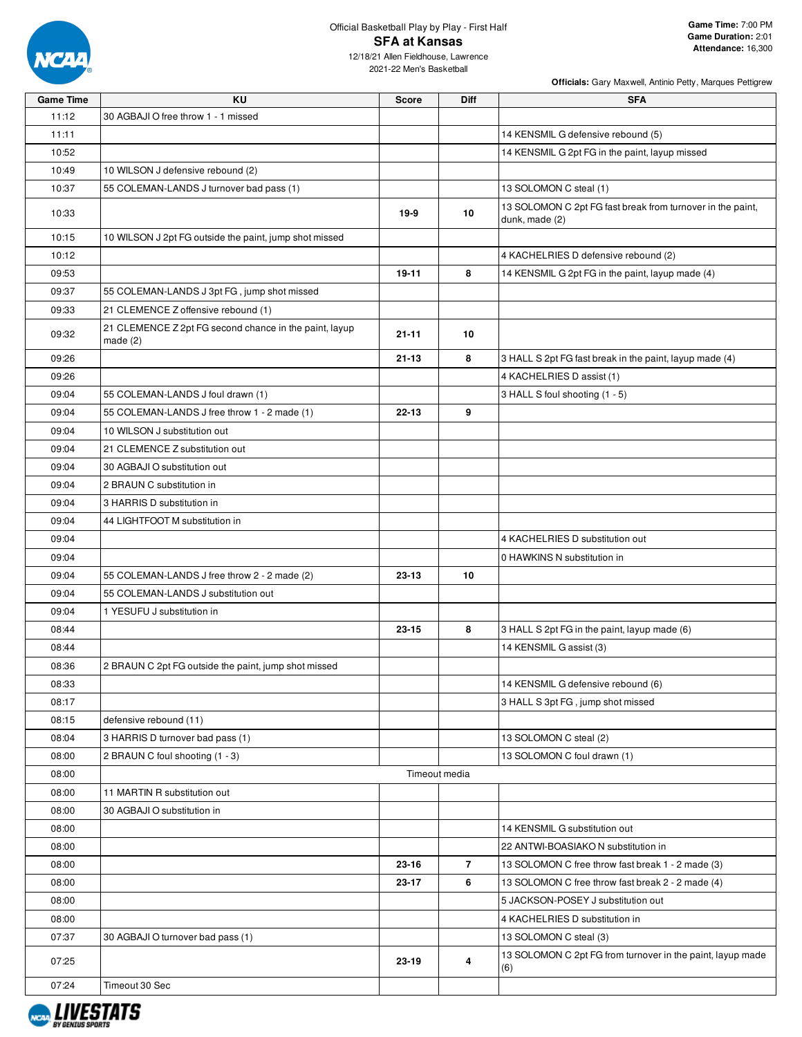Official Basketball Play by Play - First Half

# SFA at Kansas

12/18/21 Allen Fieldhouse, Lawrence
2021-22 Men's Basketball

**Game Time:** 7:00 PM
**Game Duration:** 2:01
**Attendance:** 16,300

**Officials:** Gary Maxwell, Antinio Petty, Marques Pettigrew

| Game Time | KU | Score | Diff | SFA |
|---|---|---|---|---|
| 11:12 | 30 AGBAJI O free throw 1 - 1 missed | | | |
| 11:11 | | | | 14 KENSMIL G defensive rebound (5) |
| 10:52 | | | | 14 KENSMIL G 2pt FG in the paint, layup missed |
| 10:49 | 10 WILSON J defensive rebound (2) | | | |
| 10:37 | 55 COLEMAN-LANDS J turnover bad pass (1) | | | 13 SOLOMON C steal (1) |
| 10:33 | | 19-9 | 10 | 13 SOLOMON C 2pt FG fast break from turnover in the paint, dunk, made (2) |
| 10:15 | 10 WILSON J 2pt FG outside the paint, jump shot missed | | | |
| 10:12 | | | | 4 KACHELRIES D defensive rebound (2) |
| 09:53 | | 19-11 | 8 | 14 KENSMIL G 2pt FG in the paint, layup made (4) |
| 09:37 | 55 COLEMAN-LANDS J 3pt FG , jump shot missed | | | |
| 09:33 | 21 CLEMENCE Z offensive rebound (1) | | | |
| 09:32 | 21 CLEMENCE Z 2pt FG second chance in the paint, layup made (2) | 21-11 | 10 | |
| 09:26 | | 21-13 | 8 | 3 HALL S 2pt FG fast break in the paint, layup made (4) |
| 09:26 | | | | 4 KACHELRIES D assist (1) |
| 09:04 | 55 COLEMAN-LANDS J foul drawn (1) | | | 3 HALL S foul shooting (1 - 5) |
| 09:04 | 55 COLEMAN-LANDS J free throw 1 - 2 made (1) | 22-13 | 9 | |
| 09:04 | 10 WILSON J substitution out | | | |
| 09:04 | 21 CLEMENCE Z substitution out | | | |
| 09:04 | 30 AGBAJI O substitution out | | | |
| 09:04 | 2 BRAUN C substitution in | | | |
| 09:04 | 3 HARRIS D substitution in | | | |
| 09:04 | 44 LIGHTFOOT M substitution in | | | |
| 09:04 | | | | 4 KACHELRIES D substitution out |
| 09:04 | | | | 0 HAWKINS N substitution in |
| 09:04 | 55 COLEMAN-LANDS J free throw 2 - 2 made (2) | 23-13 | 10 | |
| 09:04 | 55 COLEMAN-LANDS J substitution out | | | |
| 09:04 | 1 YESUFU J substitution in | | | |
| 08:44 | | 23-15 | 8 | 3 HALL S 2pt FG in the paint, layup made (6) |
| 08:44 | | | | 14 KENSMIL G assist (3) |
| 08:36 | 2 BRAUN C 2pt FG outside the paint, jump shot missed | | | |
| 08:33 | | | | 14 KENSMIL G defensive rebound (6) |
| 08:17 | | | | 3 HALL S 3pt FG , jump shot missed |
| 08:15 | defensive rebound (11) | | | |
| 08:04 | 3 HARRIS D turnover bad pass (1) | | | 13 SOLOMON C steal (2) |
| 08:00 | 2 BRAUN C foul shooting (1 - 3) | | | 13 SOLOMON C foul drawn (1) |
| 08:00 | | Timeout media | | |
| 08:00 | 11 MARTIN R substitution out | | | |
| 08:00 | 30 AGBAJI O substitution in | | | |
| 08:00 | | | | 14 KENSMIL G substitution out |
| 08:00 | | | | 22 ANTWI-BOASIAKO N substitution in |
| 08:00 | | 23-16 | 7 | 13 SOLOMON C free throw fast break 1 - 2 made (3) |
| 08:00 | | 23-17 | 6 | 13 SOLOMON C free throw fast break 2 - 2 made (4) |
| 08:00 | | | | 5 JACKSON-POSEY J substitution out |
| 08:00 | | | | 4 KACHELRIES D substitution in |
| 07:37 | 30 AGBAJI O turnover bad pass (1) | | | 13 SOLOMON C steal (3) |
| 07:25 | | 23-19 | 4 | 13 SOLOMON C 2pt FG from turnover in the paint, layup made (6) |
| 07:24 | Timeout 30 Sec | | | |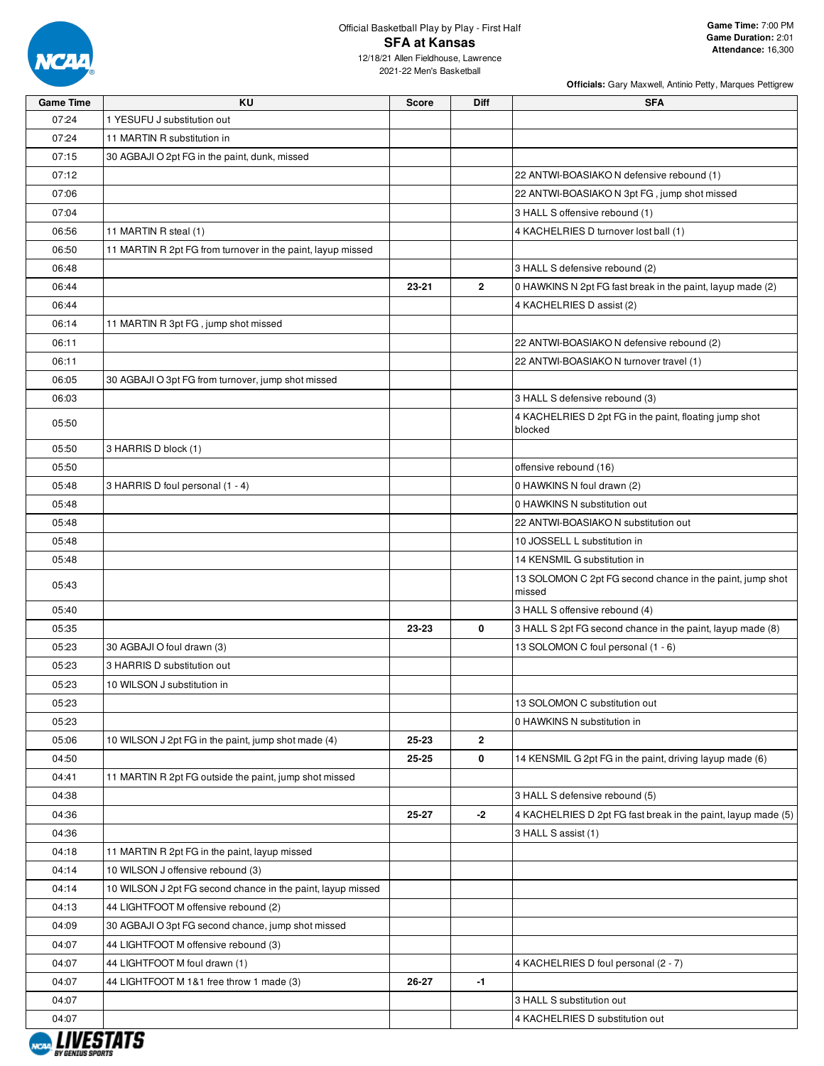Official Basketball Play by Play - First Half

# SFA at Kansas

12/18/21 Allen Fieldhouse, Lawrence
2021-22 Men's Basketball

**Game Time:** 7:00 PM
**Game Duration:** 2:01
**Attendance:** 16,300

**Officials:** Gary Maxwell, Antinio Petty, Marques Pettigrew

| Game Time | KU | Score | Diff | SFA |
|---|---|---|---|---|
| 07:24 | 1 YESUFU J substitution out | | | |
| 07:24 | 11 MARTIN R substitution in | | | |
| 07:15 | 30 AGBAJI O 2pt FG in the paint, dunk, missed | | | |
| 07:12 | | | | 22 ANTWI-BOASIAKO N defensive rebound (1) |
| 07:06 | | | | 22 ANTWI-BOASIAKO N 3pt FG , jump shot missed |
| 07:04 | | | | 3 HALL S offensive rebound (1) |
| 06:56 | 11 MARTIN R steal (1) | | | 4 KACHELRIES D turnover lost ball (1) |
| 06:50 | 11 MARTIN R 2pt FG from turnover in the paint, layup missed | | | |
| 06:48 | | | | 3 HALL S defensive rebound (2) |
| 06:44 | | 23-21 | 2 | 0 HAWKINS N 2pt FG fast break in the paint, layup made (2) |
| 06:44 | | | | 4 KACHELRIES D assist (2) |
| 06:14 | 11 MARTIN R 3pt FG , jump shot missed | | | |
| 06:11 | | | | 22 ANTWI-BOASIAKO N defensive rebound (2) |
| 06:11 | | | | 22 ANTWI-BOASIAKO N turnover travel (1) |
| 06:05 | 30 AGBAJI O 3pt FG from turnover, jump shot missed | | | |
| 06:03 | | | | 3 HALL S defensive rebound (3) |
| 05:50 | | | | 4 KACHELRIES D 2pt FG in the paint, floating jump shot blocked |
| 05:50 | 3 HARRIS D block (1) | | | |
| 05:50 | | | | offensive rebound (16) |
| 05:48 | 3 HARRIS D foul personal (1 - 4) | | | 0 HAWKINS N foul drawn (2) |
| 05:48 | | | | 0 HAWKINS N substitution out |
| 05:48 | | | | 22 ANTWI-BOASIAKO N substitution out |
| 05:48 | | | | 10 JOSSELL L substitution in |
| 05:48 | | | | 14 KENSMIL G substitution in |
| 05:43 | | | | 13 SOLOMON C 2pt FG second chance in the paint, jump shot missed |
| 05:40 | | | | 3 HALL S offensive rebound (4) |
| 05:35 | | 23-23 | 0 | 3 HALL S 2pt FG second chance in the paint, layup made (8) |
| 05:23 | 30 AGBAJI O foul drawn (3) | | | 13 SOLOMON C foul personal (1 - 6) |
| 05:23 | 3 HARRIS D substitution out | | | |
| 05:23 | 10 WILSON J substitution in | | | |
| 05:23 | | | | 13 SOLOMON C substitution out |
| 05:23 | | | | 0 HAWKINS N substitution in |
| 05:06 | 10 WILSON J 2pt FG in the paint, jump shot made (4) | 25-23 | 2 | |
| 04:50 | | 25-25 | 0 | 14 KENSMIL G 2pt FG in the paint, driving layup made (6) |
| 04:41 | 11 MARTIN R 2pt FG outside the paint, jump shot missed | | | |
| 04:38 | | | | 3 HALL S defensive rebound (5) |
| 04:36 | | 25-27 | -2 | 4 KACHELRIES D 2pt FG fast break in the paint, layup made (5) |
| 04:36 | | | | 3 HALL S assist (1) |
| 04:18 | 11 MARTIN R 2pt FG in the paint, layup missed | | | |
| 04:14 | 10 WILSON J offensive rebound (3) | | | |
| 04:14 | 10 WILSON J 2pt FG second chance in the paint, layup missed | | | |
| 04:13 | 44 LIGHTFOOT M offensive rebound (2) | | | |
| 04:09 | 30 AGBAJI O 3pt FG second chance, jump shot missed | | | |
| 04:07 | 44 LIGHTFOOT M offensive rebound (3) | | | |
| 04:07 | 44 LIGHTFOOT M foul drawn (1) | | | 4 KACHELRIES D foul personal (2 - 7) |
| 04:07 | 44 LIGHTFOOT M 1&1 free throw 1 made (3) | 26-27 | -1 | |
| 04:07 | | | | 3 HALL S substitution out |
| 04:07 | | | | 4 KACHELRIES D substitution out |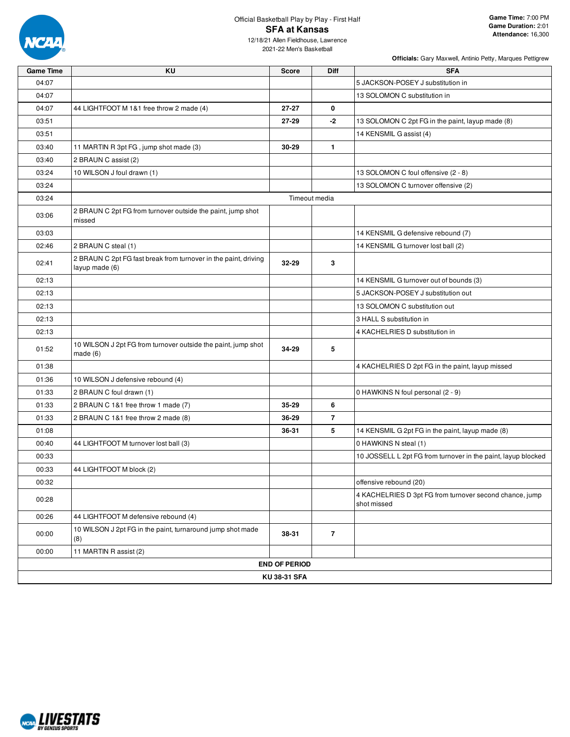Official Basketball Play by Play - First Half

## SFA at Kansas

12/18/21 Allen Fieldhouse, Lawrence
2021-22 Men's Basketball

**Game Time:** 7:00 PM
**Game Duration:** 2:01
**Attendance:** 16,300

**Officials:** Gary Maxwell, Antinio Petty, Marques Pettigrew

| Game Time | KU | Score | Diff | SFA |
|---|---|---|---|---|
| 04:07 | | | | 5 JACKSON-POSEY J substitution in |
| 04:07 | | | | 13 SOLOMON C substitution in |
| 04:07 | 44 LIGHTFOOT M 1&1 free throw 2 made (4) | 27-27 | 0 | |
| 03:51 | | 27-29 | -2 | 13 SOLOMON C 2pt FG in the paint, layup made (8) |
| 03:51 | | | | 14 KENSMIL G assist (4) |
| 03:40 | 11 MARTIN R 3pt FG , jump shot made (3) | 30-29 | 1 | |
| 03:40 | 2 BRAUN C assist (2) | | | |
| 03:24 | 10 WILSON J foul drawn (1) | | | 13 SOLOMON C foul offensive (2 - 8) |
| 03:24 | | | | 13 SOLOMON C turnover offensive (2) |
| 03:24 | | Timeout media | | |
| 03:06 | 2 BRAUN C 2pt FG from turnover outside the paint, jump shot missed | | | |
| 03:03 | | | | 14 KENSMIL G defensive rebound (7) |
| 02:46 | 2 BRAUN C steal (1) | | | 14 KENSMIL G turnover lost ball (2) |
| 02:41 | 2 BRAUN C 2pt FG fast break from turnover in the paint, driving layup made (6) | 32-29 | 3 | |
| 02:13 | | | | 14 KENSMIL G turnover out of bounds (3) |
| 02:13 | | | | 5 JACKSON-POSEY J substitution out |
| 02:13 | | | | 13 SOLOMON C substitution out |
| 02:13 | | | | 3 HALL S substitution in |
| 02:13 | | | | 4 KACHELRIES D substitution in |
| 01:52 | 10 WILSON J 2pt FG from turnover outside the paint, jump shot made (6) | 34-29 | 5 | |
| 01:38 | | | | 4 KACHELRIES D 2pt FG in the paint, layup missed |
| 01:36 | 10 WILSON J defensive rebound (4) | | | |
| 01:33 | 2 BRAUN C foul drawn (1) | | | 0 HAWKINS N foul personal (2 - 9) |
| 01:33 | 2 BRAUN C 1&1 free throw 1 made (7) | 35-29 | 6 | |
| 01:33 | 2 BRAUN C 1&1 free throw 2 made (8) | 36-29 | 7 | |
| 01:08 | | 36-31 | 5 | 14 KENSMIL G 2pt FG in the paint, layup made (8) |
| 00:40 | 44 LIGHTFOOT M turnover lost ball (3) | | | 0 HAWKINS N steal (1) |
| 00:33 | | | | 10 JOSSELL L 2pt FG from turnover in the paint, layup blocked |
| 00:33 | 44 LIGHTFOOT M block (2) | | | |
| 00:32 | | | | offensive rebound (20) |
| 00:28 | | | | 4 KACHELRIES D 3pt FG from turnover second chance, jump shot missed |
| 00:26 | 44 LIGHTFOOT M defensive rebound (4) | | | |
| 00:00 | 10 WILSON J 2pt FG in the paint, turnaround jump shot made (8) | 38-31 | 7 | |
| 00:00 | 11 MARTIN R assist (2) | | | |
| | **END OF PERIOD** | | | |
| | **KU 38-31 SFA** | | | |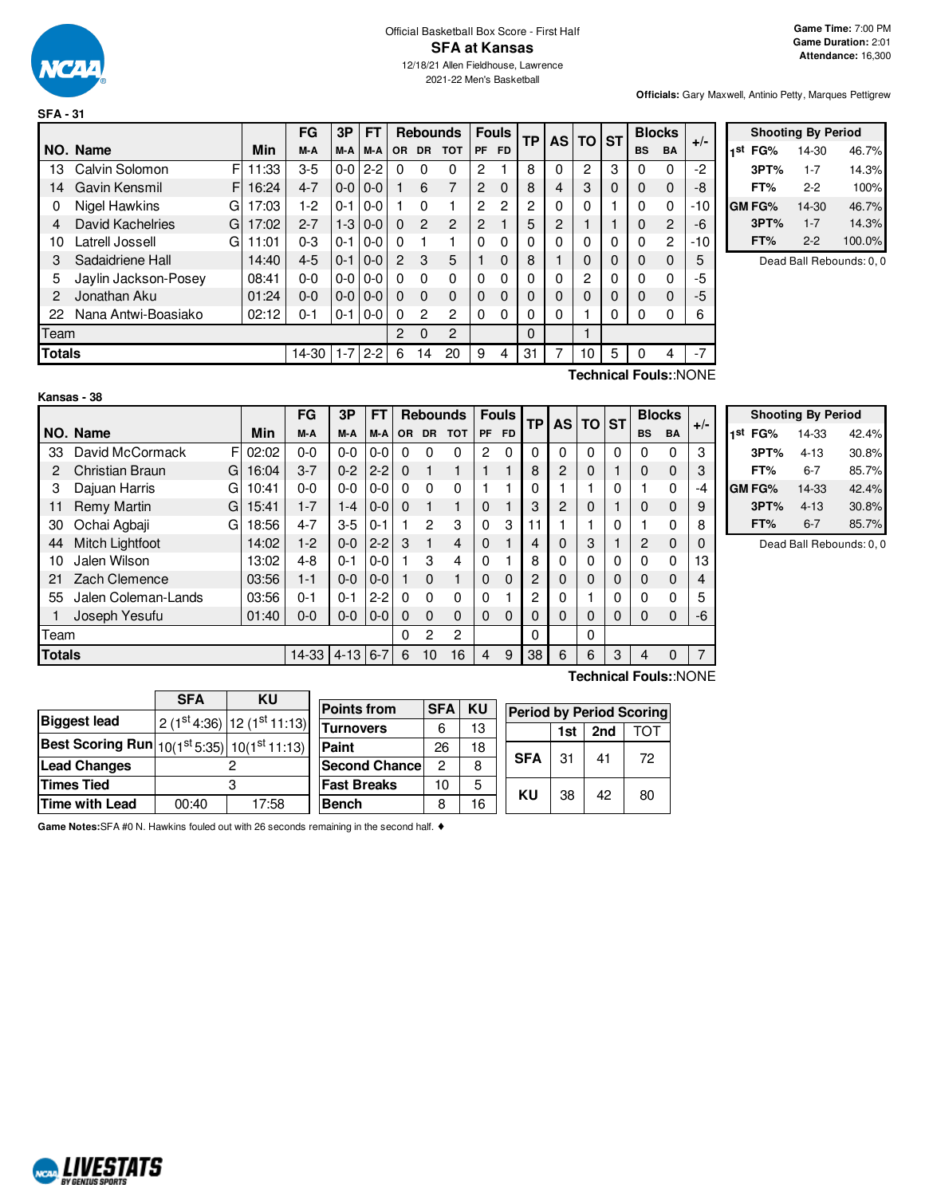Official Basketball Box Score - First Half

# SFA at Kansas

12/18/21 Allen Fieldhouse, Lawrence
2021-22 Men's Basketball

**Game Time:** 7:00 PM
**Game Duration:** 2:01
**Attendance:** 16,300

**Officials:** Gary Maxwell, Antinio Petty, Marques Pettigrew

## SFA - 31

| NO. | Name | | Min | FG M-A | 3P M-A | FT M-A | Rebounds OR | DR | TOT | Fouls PF | FD | TP | AS | TO | ST | Blocks BS | BA | +/- |
|---|---|---|---|---|---|---|---|---|---|---|---|---|---|---|---|---|---|---|
| 13 | Calvin Solomon | F | 11:33 | 3-5 | 0-0 | 2-2 | 0 | 0 | 0 | 2 | 1 | 8 | 0 | 2 | 3 | 0 | 0 | -2 |
| 14 | Gavin Kensmil | F | 16:24 | 4-7 | 0-0 | 0-0 | 1 | 6 | 7 | 2 | 0 | 8 | 4 | 3 | 0 | 0 | 0 | -8 |
| 0 | Nigel Hawkins | G | 17:03 | 1-2 | 0-1 | 0-0 | 1 | 0 | 1 | 2 | 2 | 2 | 0 | 0 | 1 | 0 | 0 | -10 |
| 4 | David Kachelries | G | 17:02 | 2-7 | 1-3 | 0-0 | 0 | 2 | 2 | 2 | 1 | 5 | 2 | 1 | 1 | 0 | 2 | -6 |
| 10 | Latrell Jossell | G | 11:01 | 0-3 | 0-1 | 0-0 | 0 | 1 | 1 | 0 | 0 | 0 | 0 | 0 | 0 | 0 | 2 | -10 |
| 3 | Sadaidriene Hall | | 14:40 | 4-5 | 0-1 | 0-0 | 2 | 3 | 5 | 1 | 0 | 8 | 1 | 0 | 0 | 0 | 0 | 5 |
| 5 | Jaylin Jackson-Posey | | 08:41 | 0-0 | 0-0 | 0-0 | 0 | 0 | 0 | 0 | 0 | 0 | 0 | 2 | 0 | 0 | 0 | -5 |
| 2 | Jonathan Aku | | 01:24 | 0-0 | 0-0 | 0-0 | 0 | 0 | 0 | 0 | 0 | 0 | 0 | 0 | 0 | 0 | 0 | -5 |
| 22 | Nana Antwi-Boasiako | | 02:12 | 0-1 | 0-1 | 0-0 | 0 | 2 | 2 | 0 | 0 | 0 | 0 | 1 | 0 | 0 | 0 | 6 |
| Team | | | | | | | 2 | 0 | 2 | | | 0 | | 1 | | | | |
| **Totals** | | | | 14-30 | 1-7 | 2-2 | 6 | 14 | 20 | 9 | 4 | 31 | 7 | 10 | 5 | 0 | 4 | -7 |

**Technical Fouls:**:NONE

| Shooting By Period | | | |
|---|---|---|---|
| 1st | FG% | 14-30 | 46.7% |
| | 3PT% | 1-7 | 14.3% |
| | FT% | 2-2 | 100% |
| GM | FG% | 14-30 | 46.7% |
| | 3PT% | 1-7 | 14.3% |
| | FT% | 2-2 | 100.0% |

Dead Ball Rebounds: 0, 0

## Kansas - 38

| NO. | Name | | Min | FG M-A | 3P M-A | FT M-A | Rebounds OR | DR | TOT | Fouls PF | FD | TP | AS | TO | ST | Blocks BS | BA | +/- |
|---|---|---|---|---|---|---|---|---|---|---|---|---|---|---|---|---|---|---|
| 33 | David McCormack | F | 02:02 | 0-0 | 0-0 | 0-0 | 0 | 0 | 0 | 2 | 0 | 0 | 0 | 0 | 0 | 0 | 0 | 3 |
| 2 | Christian Braun | G | 16:04 | 3-7 | 0-2 | 2-2 | 0 | 1 | 1 | 1 | 1 | 8 | 2 | 0 | 1 | 0 | 0 | 3 |
| 3 | Dajuan Harris | G | 10:41 | 0-0 | 0-0 | 0-0 | 0 | 0 | 0 | 1 | 1 | 0 | 1 | 1 | 0 | 1 | 0 | -4 |
| 11 | Remy Martin | G | 15:41 | 1-7 | 1-4 | 0-0 | 0 | 1 | 1 | 0 | 1 | 3 | 2 | 0 | 1 | 0 | 0 | 9 |
| 30 | Ochai Agbaji | G | 18:56 | 4-7 | 3-5 | 0-1 | 1 | 2 | 3 | 0 | 3 | 11 | 1 | 1 | 0 | 1 | 0 | 8 |
| 44 | Mitch Lightfoot | | 14:02 | 1-2 | 0-0 | 2-2 | 3 | 1 | 4 | 0 | 1 | 4 | 0 | 3 | 1 | 2 | 0 | 0 |
| 10 | Jalen Wilson | | 13:02 | 4-8 | 0-1 | 0-0 | 1 | 3 | 4 | 0 | 1 | 8 | 0 | 0 | 0 | 0 | 0 | 13 |
| 21 | Zach Clemence | | 03:56 | 1-1 | 0-0 | 0-0 | 1 | 0 | 1 | 0 | 0 | 2 | 0 | 0 | 0 | 0 | 0 | 4 |
| 55 | Jalen Coleman-Lands | | 03:56 | 0-1 | 0-1 | 2-2 | 0 | 0 | 0 | 0 | 1 | 2 | 0 | 1 | 0 | 0 | 0 | 5 |
| 1 | Joseph Yesufu | | 01:40 | 0-0 | 0-0 | 0-0 | 0 | 0 | 0 | 0 | 0 | 0 | 0 | 0 | 0 | 0 | 0 | -6 |
| Team | | | | | | | 0 | 2 | 2 | | | 0 | | 0 | | | | |
| **Totals** | | | | 14-33 | 4-13 | 6-7 | 6 | 10 | 16 | 4 | 9 | 38 | 6 | 6 | 3 | 4 | 0 | 7 |

**Technical Fouls:**:NONE

| Shooting By Period | | | |
|---|---|---|---|
| 1st | FG% | 14-33 | 42.4% |
| | 3PT% | 4-13 | 30.8% |
| | FT% | 6-7 | 85.7% |
| GM | FG% | 14-33 | 42.4% |
| | 3PT% | 4-13 | 30.8% |
| | FT% | 6-7 | 85.7% |

Dead Ball Rebounds: 0, 0

| | SFA | KU |
|---|---|---|
| **Biggest lead** | 2 (1st 4:36) | 12 (1st 11:13) |
| **Best Scoring Run** | 10(1st 5:35) | 10(1st 11:13) |
| **Lead Changes** | 2 | |
| **Times Tied** | 3 | |
| **Time with Lead** | 00:40 | 17:58 |

| Points from | SFA | KU |
|---|---|---|
| Turnovers | 6 | 13 |
| Paint | 26 | 18 |
| Second Chance | 2 | 8 |
| Fast Breaks | 10 | 5 |
| Bench | 8 | 16 |

| Period by Period Scoring | 1st | 2nd | TOT |
|---|---|---|---|
| SFA | 31 | 41 | 72 |
| KU | 38 | 42 | 80 |

**Game Notes:**SFA #0 N. Hawkins fouled out with 26 seconds remaining in the second half. ♦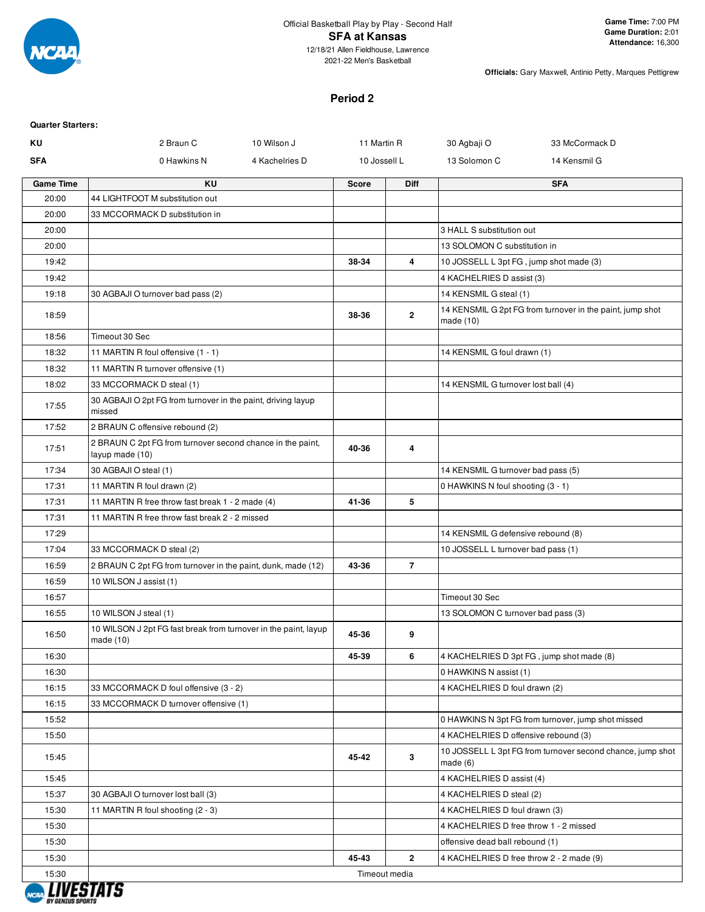Official Basketball Play by Play - Second Half

# SFA at Kansas

12/18/21 Allen Fieldhouse, Lawrence
2021-22 Men's Basketball

**Game Time:** 7:00 PM
**Game Duration:** 2:01
**Attendance:** 16,300

**Officials:** Gary Maxwell, Antinio Petty, Marques Pettigrew

## Period 2

**Quarter Starters:**

| | | | | | |
|---|---|---|---|---|---|
| **KU** | 2 Braun C | 10 Wilson J | 11 Martin R | 30 Agbaji O | 33 McCormack D |
| **SFA** | 0 Hawkins N | 4 Kachelries D | 10 Jossell L | 13 Solomon C | 14 Kensmil G |

| Game Time | KU | Score | Diff | SFA |
|---|---|---|---|---|
| 20:00 | 44 LIGHTFOOT M substitution out | | | |
| 20:00 | 33 MCCORMACK D substitution in | | | |
| 20:00 | | | | 3 HALL S substitution out |
| 20:00 | | | | 13 SOLOMON C substitution in |
| 19:42 | | **38-34** | **4** | 10 JOSSELL L 3pt FG , jump shot made (3) |
| 19:42 | | | | 4 KACHELRIES D assist (3) |
| 19:18 | 30 AGBAJI O turnover bad pass (2) | | | 14 KENSMIL G steal (1) |
| 18:59 | | **38-36** | **2** | 14 KENSMIL G 2pt FG from turnover in the paint, jump shot made (10) |
| 18:56 | Timeout 30 Sec | | | |
| 18:32 | 11 MARTIN R foul offensive (1 - 1) | | | 14 KENSMIL G foul drawn (1) |
| 18:32 | 11 MARTIN R turnover offensive (1) | | | |
| 18:02 | 33 MCCORMACK D steal (1) | | | 14 KENSMIL G turnover lost ball (4) |
| 17:55 | 30 AGBAJI O 2pt FG from turnover in the paint, driving layup missed | | | |
| 17:52 | 2 BRAUN C offensive rebound (2) | | | |
| 17:51 | 2 BRAUN C 2pt FG from turnover second chance in the paint, layup made (10) | **40-36** | **4** | |
| 17:34 | 30 AGBAJI O steal (1) | | | 14 KENSMIL G turnover bad pass (5) |
| 17:31 | 11 MARTIN R foul drawn (2) | | | 0 HAWKINS N foul shooting (3 - 1) |
| 17:31 | 11 MARTIN R free throw fast break 1 - 2 made (4) | **41-36** | **5** | |
| 17:31 | 11 MARTIN R free throw fast break 2 - 2 missed | | | |
| 17:29 | | | | 14 KENSMIL G defensive rebound (8) |
| 17:04 | 33 MCCORMACK D steal (2) | | | 10 JOSSELL L turnover bad pass (1) |
| 16:59 | 2 BRAUN C 2pt FG from turnover in the paint, dunk, made (12) | **43-36** | **7** | |
| 16:59 | 10 WILSON J assist (1) | | | |
| 16:57 | | | | Timeout 30 Sec |
| 16:55 | 10 WILSON J steal (1) | | | 13 SOLOMON C turnover bad pass (3) |
| 16:50 | 10 WILSON J 2pt FG fast break from turnover in the paint, layup made (10) | **45-36** | **9** | |
| 16:30 | | **45-39** | **6** | 4 KACHELRIES D 3pt FG , jump shot made (8) |
| 16:30 | | | | 0 HAWKINS N assist (1) |
| 16:15 | 33 MCCORMACK D foul offensive (3 - 2) | | | 4 KACHELRIES D foul drawn (2) |
| 16:15 | 33 MCCORMACK D turnover offensive (1) | | | |
| 15:52 | | | | 0 HAWKINS N 3pt FG from turnover, jump shot missed |
| 15:50 | | | | 4 KACHELRIES D offensive rebound (3) |
| 15:45 | | **45-42** | **3** | 10 JOSSELL L 3pt FG from turnover second chance, jump shot made (6) |
| 15:45 | | | | 4 KACHELRIES D assist (4) |
| 15:37 | 30 AGBAJI O turnover lost ball (3) | | | 4 KACHELRIES D steal (2) |
| 15:30 | 11 MARTIN R foul shooting (2 - 3) | | | 4 KACHELRIES D foul drawn (3) |
| 15:30 | | | | 4 KACHELRIES D free throw 1 - 2 missed |
| 15:30 | | | | offensive dead ball rebound (1) |
| 15:30 | | **45-43** | **2** | 4 KACHELRIES D free throw 2 - 2 made (9) |
| 15:30 | | Timeout media | | |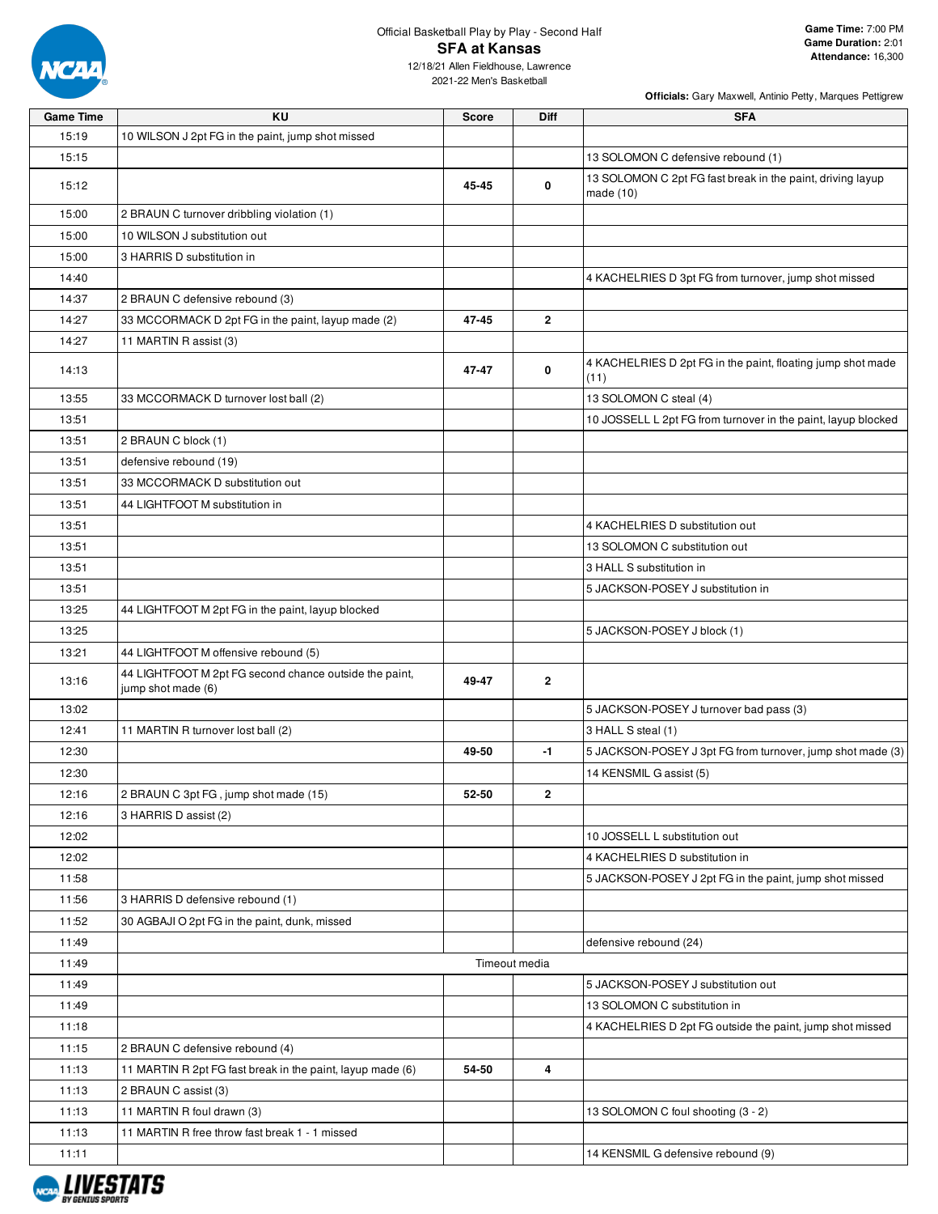Official Basketball Play by Play - Second Half

# SFA at Kansas

12/18/21 Allen Fieldhouse, Lawrence

2021-22 Men's Basketball

**Game Time:** 7:00 PM
**Game Duration:** 2:01
**Attendance:** 16,300

**Officials:** Gary Maxwell, Antinio Petty, Marques Pettigrew

| Game Time | KU | Score | Diff | SFA |
|---|---|---|---|---|
| 15:19 | 10 WILSON J 2pt FG in the paint, jump shot missed | | | |
| 15:15 | | | | 13 SOLOMON C defensive rebound (1) |
| 15:12 | | 45-45 | 0 | 13 SOLOMON C 2pt FG fast break in the paint, driving layup made (10) |
| 15:00 | 2 BRAUN C turnover dribbling violation (1) | | | |
| 15:00 | 10 WILSON J substitution out | | | |
| 15:00 | 3 HARRIS D substitution in | | | |
| 14:40 | | | | 4 KACHELRIES D 3pt FG from turnover, jump shot missed |
| 14:37 | 2 BRAUN C defensive rebound (3) | | | |
| 14:27 | 33 MCCORMACK D 2pt FG in the paint, layup made (2) | 47-45 | 2 | |
| 14:27 | 11 MARTIN R assist (3) | | | |
| 14:13 | | 47-47 | 0 | 4 KACHELRIES D 2pt FG in the paint, floating jump shot made (11) |
| 13:55 | 33 MCCORMACK D turnover lost ball (2) | | | 13 SOLOMON C steal (4) |
| 13:51 | | | | 10 JOSSELL L 2pt FG from turnover in the paint, layup blocked |
| 13:51 | 2 BRAUN C block (1) | | | |
| 13:51 | defensive rebound (19) | | | |
| 13:51 | 33 MCCORMACK D substitution out | | | |
| 13:51 | 44 LIGHTFOOT M substitution in | | | |
| 13:51 | | | | 4 KACHELRIES D substitution out |
| 13:51 | | | | 13 SOLOMON C substitution out |
| 13:51 | | | | 3 HALL S substitution in |
| 13:51 | | | | 5 JACKSON-POSEY J substitution in |
| 13:25 | 44 LIGHTFOOT M 2pt FG in the paint, layup blocked | | | |
| 13:25 | | | | 5 JACKSON-POSEY J block (1) |
| 13:21 | 44 LIGHTFOOT M offensive rebound (5) | | | |
| 13:16 | 44 LIGHTFOOT M 2pt FG second chance outside the paint, jump shot made (6) | 49-47 | 2 | |
| 13:02 | | | | 5 JACKSON-POSEY J turnover bad pass (3) |
| 12:41 | 11 MARTIN R turnover lost ball (2) | | | 3 HALL S steal (1) |
| 12:30 | | 49-50 | -1 | 5 JACKSON-POSEY J 3pt FG from turnover, jump shot made (3) |
| 12:30 | | | | 14 KENSMIL G assist (5) |
| 12:16 | 2 BRAUN C 3pt FG , jump shot made (15) | 52-50 | 2 | |
| 12:16 | 3 HARRIS D assist (2) | | | |
| 12:02 | | | | 10 JOSSELL L substitution out |
| 12:02 | | | | 4 KACHELRIES D substitution in |
| 11:58 | | | | 5 JACKSON-POSEY J 2pt FG in the paint, jump shot missed |
| 11:56 | 3 HARRIS D defensive rebound (1) | | | |
| 11:52 | 30 AGBAJI O 2pt FG in the paint, dunk, missed | | | |
| 11:49 | | | | defensive rebound (24) |
| 11:49 | Timeout media | | | |
| 11:49 | | | | 5 JACKSON-POSEY J substitution out |
| 11:49 | | | | 13 SOLOMON C substitution in |
| 11:18 | | | | 4 KACHELRIES D 2pt FG outside the paint, jump shot missed |
| 11:15 | 2 BRAUN C defensive rebound (4) | | | |
| 11:13 | 11 MARTIN R 2pt FG fast break in the paint, layup made (6) | 54-50 | 4 | |
| 11:13 | 2 BRAUN C assist (3) | | | |
| 11:13 | 11 MARTIN R foul drawn (3) | | | 13 SOLOMON C foul shooting (3 - 2) |
| 11:13 | 11 MARTIN R free throw fast break 1 - 1 missed | | | |
| 11:11 | | | | 14 KENSMIL G defensive rebound (9) |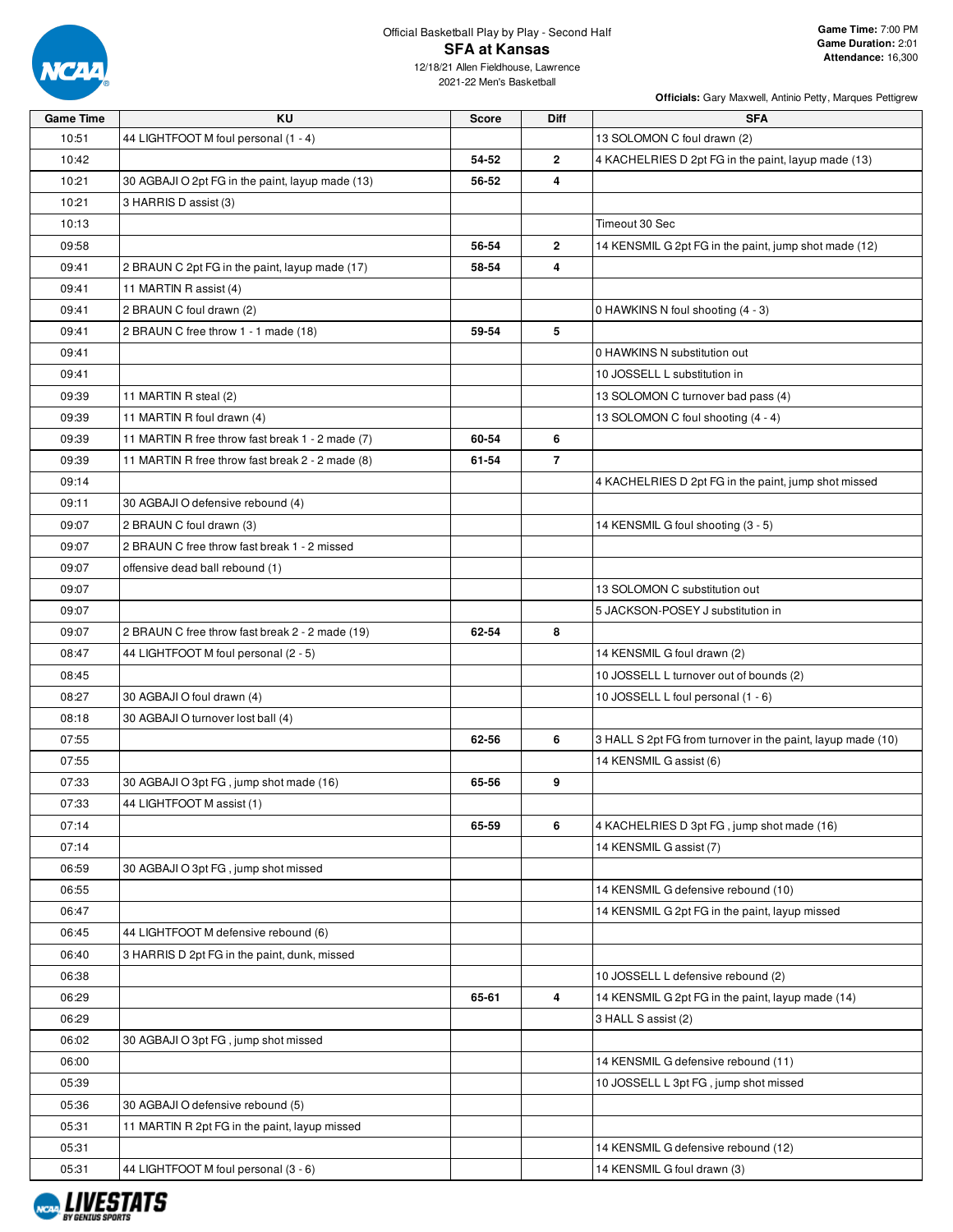Official Basketball Play by Play - Second Half

# SFA at Kansas

12/18/21 Allen Fieldhouse, Lawrence

2021-22 Men's Basketball

**Game Time:** 7:00 PM
**Game Duration:** 2:01
**Attendance:** 16,300

**Officials:** Gary Maxwell, Antinio Petty, Marques Pettigrew

| Game Time | KU | Score | Diff | SFA |
|---|---|---|---|---|
| 10:51 | 44 LIGHTFOOT M foul personal (1 - 4) | | | 13 SOLOMON C foul drawn (2) |
| 10:42 | | 54-52 | 2 | 4 KACHELRIES D 2pt FG in the paint, layup made (13) |
| 10:21 | 30 AGBAJI O 2pt FG in the paint, layup made (13) | 56-52 | 4 | |
| 10:21 | 3 HARRIS D assist (3) | | | |
| 10:13 | | | | Timeout 30 Sec |
| 09:58 | | 56-54 | 2 | 14 KENSMIL G 2pt FG in the paint, jump shot made (12) |
| 09:41 | 2 BRAUN C 2pt FG in the paint, layup made (17) | 58-54 | 4 | |
| 09:41 | 11 MARTIN R assist (4) | | | |
| 09:41 | 2 BRAUN C foul drawn (2) | | | 0 HAWKINS N foul shooting (4 - 3) |
| 09:41 | 2 BRAUN C free throw 1 - 1 made (18) | 59-54 | 5 | |
| 09:41 | | | | 0 HAWKINS N substitution out |
| 09:41 | | | | 10 JOSSELL L substitution in |
| 09:39 | 11 MARTIN R steal (2) | | | 13 SOLOMON C turnover bad pass (4) |
| 09:39 | 11 MARTIN R foul drawn (4) | | | 13 SOLOMON C foul shooting (4 - 4) |
| 09:39 | 11 MARTIN R free throw fast break 1 - 2 made (7) | 60-54 | 6 | |
| 09:39 | 11 MARTIN R free throw fast break 2 - 2 made (8) | 61-54 | 7 | |
| 09:14 | | | | 4 KACHELRIES D 2pt FG in the paint, jump shot missed |
| 09:11 | 30 AGBAJI O defensive rebound (4) | | | |
| 09:07 | 2 BRAUN C foul drawn (3) | | | 14 KENSMIL G foul shooting (3 - 5) |
| 09:07 | 2 BRAUN C free throw fast break 1 - 2 missed | | | |
| 09:07 | offensive dead ball rebound (1) | | | |
| 09:07 | | | | 13 SOLOMON C substitution out |
| 09:07 | | | | 5 JACKSON-POSEY J substitution in |
| 09:07 | 2 BRAUN C free throw fast break 2 - 2 made (19) | 62-54 | 8 | |
| 08:47 | 44 LIGHTFOOT M foul personal (2 - 5) | | | 14 KENSMIL G foul drawn (2) |
| 08:45 | | | | 10 JOSSELL L turnover out of bounds (2) |
| 08:27 | 30 AGBAJI O foul drawn (4) | | | 10 JOSSELL L foul personal (1 - 6) |
| 08:18 | 30 AGBAJI O turnover lost ball (4) | | | |
| 07:55 | | 62-56 | 6 | 3 HALL S 2pt FG from turnover in the paint, layup made (10) |
| 07:55 | | | | 14 KENSMIL G assist (6) |
| 07:33 | 30 AGBAJI O 3pt FG , jump shot made (16) | 65-56 | 9 | |
| 07:33 | 44 LIGHTFOOT M assist (1) | | | |
| 07:14 | | 65-59 | 6 | 4 KACHELRIES D 3pt FG , jump shot made (16) |
| 07:14 | | | | 14 KENSMIL G assist (7) |
| 06:59 | 30 AGBAJI O 3pt FG , jump shot missed | | | |
| 06:55 | | | | 14 KENSMIL G defensive rebound (10) |
| 06:47 | | | | 14 KENSMIL G 2pt FG in the paint, layup missed |
| 06:45 | 44 LIGHTFOOT M defensive rebound (6) | | | |
| 06:40 | 3 HARRIS D 2pt FG in the paint, dunk, missed | | | |
| 06:38 | | | | 10 JOSSELL L defensive rebound (2) |
| 06:29 | | 65-61 | 4 | 14 KENSMIL G 2pt FG in the paint, layup made (14) |
| 06:29 | | | | 3 HALL S assist (2) |
| 06:02 | 30 AGBAJI O 3pt FG , jump shot missed | | | |
| 06:00 | | | | 14 KENSMIL G defensive rebound (11) |
| 05:39 | | | | 10 JOSSELL L 3pt FG , jump shot missed |
| 05:36 | 30 AGBAJI O defensive rebound (5) | | | |
| 05:31 | 11 MARTIN R 2pt FG in the paint, layup missed | | | |
| 05:31 | | | | 14 KENSMIL G defensive rebound (12) |
| 05:31 | 44 LIGHTFOOT M foul personal (3 - 6) | | | 14 KENSMIL G foul drawn (3) |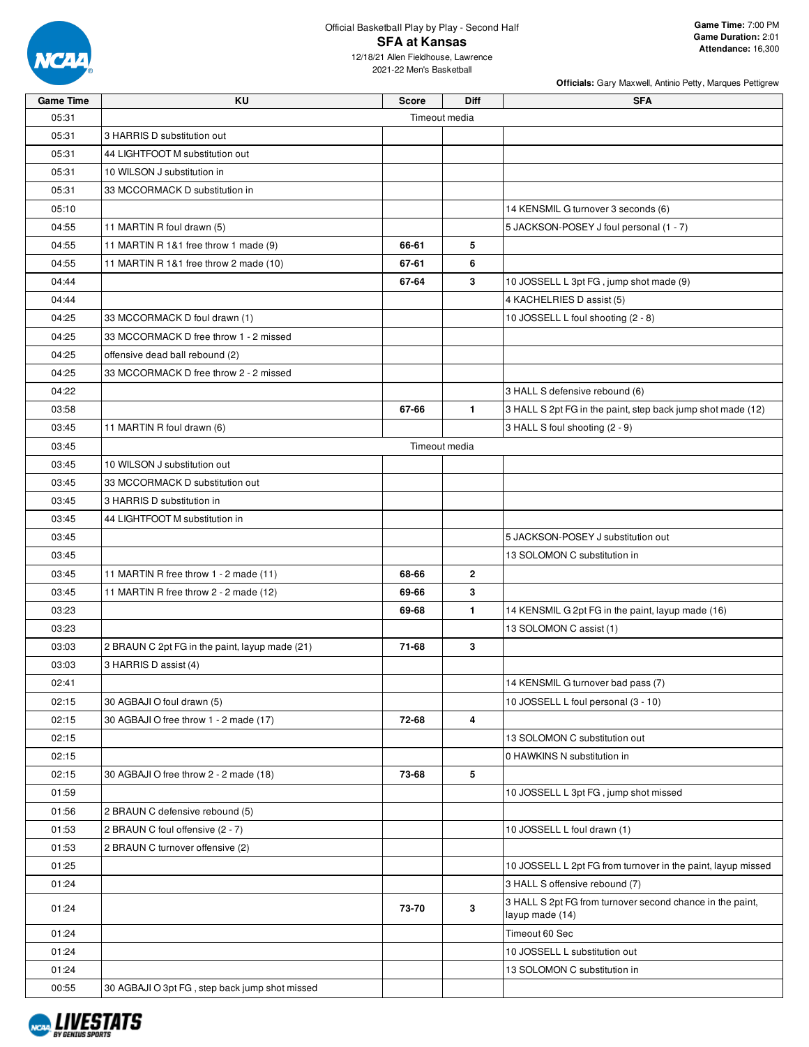Official Basketball Play by Play - Second Half

## SFA at Kansas

12/18/21 Allen Fieldhouse, Lawrence
2021-22 Men's Basketball

**Game Time:** 7:00 PM
**Game Duration:** 2:01
**Attendance:** 16,300

**Officials:** Gary Maxwell, Antinio Petty, Marques Pettigrew

| Game Time | KU | Score | Diff | SFA |
|---|---|---|---|---|
| 05:31 | | Timeout media | | |
| 05:31 | 3 HARRIS D substitution out | | | |
| 05:31 | 44 LIGHTFOOT M substitution out | | | |
| 05:31 | 10 WILSON J substitution in | | | |
| 05:31 | 33 MCCORMACK D substitution in | | | |
| 05:10 | | | | 14 KENSMIL G turnover 3 seconds (6) |
| 04:55 | 11 MARTIN R foul drawn (5) | | | 5 JACKSON-POSEY J foul personal (1 - 7) |
| 04:55 | 11 MARTIN R 1&1 free throw 1 made (9) | 66-61 | 5 | |
| 04:55 | 11 MARTIN R 1&1 free throw 2 made (10) | 67-61 | 6 | |
| 04:44 | | 67-64 | 3 | 10 JOSSELL L 3pt FG , jump shot made (9) |
| 04:44 | | | | 4 KACHELRIES D assist (5) |
| 04:25 | 33 MCCORMACK D foul drawn (1) | | | 10 JOSSELL L foul shooting (2 - 8) |
| 04:25 | 33 MCCORMACK D free throw 1 - 2 missed | | | |
| 04:25 | offensive dead ball rebound (2) | | | |
| 04:25 | 33 MCCORMACK D free throw 2 - 2 missed | | | |
| 04:22 | | | | 3 HALL S defensive rebound (6) |
| 03:58 | | 67-66 | 1 | 3 HALL S 2pt FG in the paint, step back jump shot made (12) |
| 03:45 | 11 MARTIN R foul drawn (6) | | | 3 HALL S foul shooting (2 - 9) |
| 03:45 | | Timeout media | | |
| 03:45 | 10 WILSON J substitution out | | | |
| 03:45 | 33 MCCORMACK D substitution out | | | |
| 03:45 | 3 HARRIS D substitution in | | | |
| 03:45 | 44 LIGHTFOOT M substitution in | | | |
| 03:45 | | | | 5 JACKSON-POSEY J substitution out |
| 03:45 | | | | 13 SOLOMON C substitution in |
| 03:45 | 11 MARTIN R free throw 1 - 2 made (11) | 68-66 | 2 | |
| 03:45 | 11 MARTIN R free throw 2 - 2 made (12) | 69-66 | 3 | |
| 03:23 | | 69-68 | 1 | 14 KENSMIL G 2pt FG in the paint, layup made (16) |
| 03:23 | | | | 13 SOLOMON C assist (1) |
| 03:03 | 2 BRAUN C 2pt FG in the paint, layup made (21) | 71-68 | 3 | |
| 03:03 | 3 HARRIS D assist (4) | | | |
| 02:41 | | | | 14 KENSMIL G turnover bad pass (7) |
| 02:15 | 30 AGBAJI O foul drawn (5) | | | 10 JOSSELL L foul personal (3 - 10) |
| 02:15 | 30 AGBAJI O free throw 1 - 2 made (17) | 72-68 | 4 | |
| 02:15 | | | | 13 SOLOMON C substitution out |
| 02:15 | | | | 0 HAWKINS N substitution in |
| 02:15 | 30 AGBAJI O free throw 2 - 2 made (18) | 73-68 | 5 | |
| 01:59 | | | | 10 JOSSELL L 3pt FG , jump shot missed |
| 01:56 | 2 BRAUN C defensive rebound (5) | | | |
| 01:53 | 2 BRAUN C foul offensive (2 - 7) | | | 10 JOSSELL L foul drawn (1) |
| 01:53 | 2 BRAUN C turnover offensive (2) | | | |
| 01:25 | | | | 10 JOSSELL L 2pt FG from turnover in the paint, layup missed |
| 01:24 | | | | 3 HALL S offensive rebound (7) |
| 01:24 | | 73-70 | 3 | 3 HALL S 2pt FG from turnover second chance in the paint, layup made (14) |
| 01:24 | | | | Timeout 60 Sec |
| 01:24 | | | | 10 JOSSELL L substitution out |
| 01:24 | | | | 13 SOLOMON C substitution in |
| 00:55 | 30 AGBAJI O 3pt FG , step back jump shot missed | | | |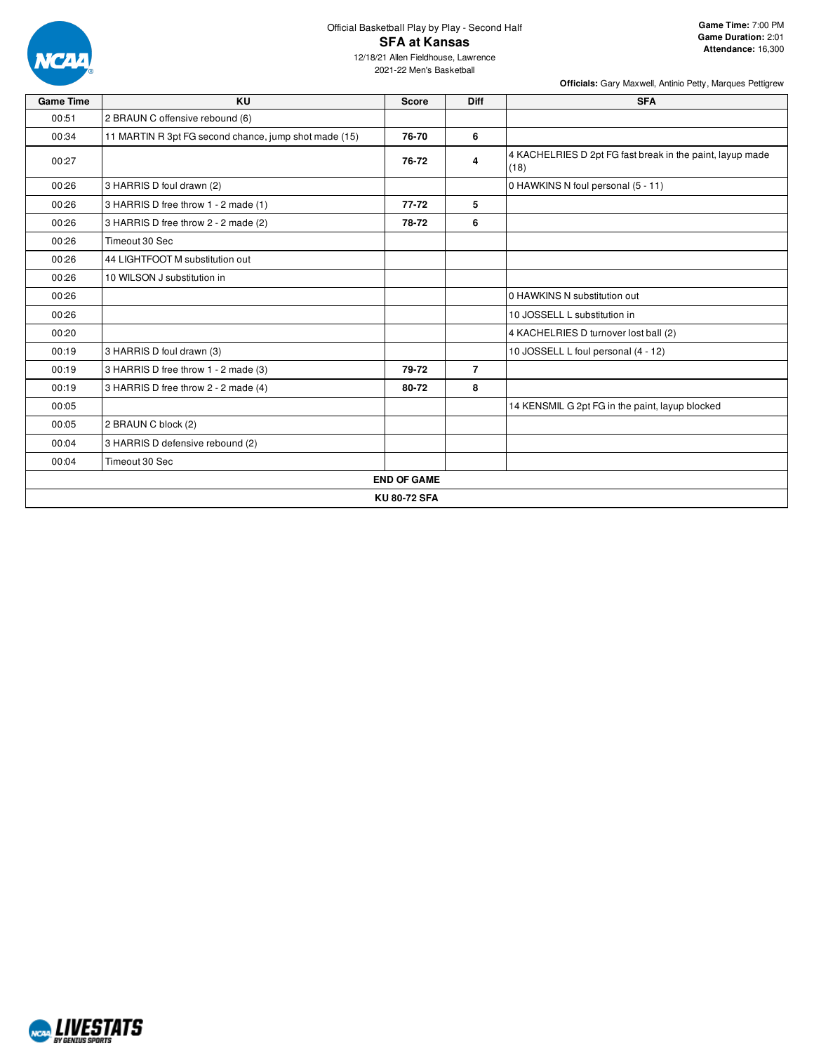Official Basketball Play by Play - Second Half

## SFA at Kansas

12/18/21 Allen Fieldhouse, Lawrence
2021-22 Men's Basketball

**Game Time:** 7:00 PM
**Game Duration:** 2:01
**Attendance:** 16,300

**Officials:** Gary Maxwell, Antinio Petty, Marques Pettigrew

| Game Time | KU | Score | Diff | SFA |
|---|---|---|---|---|
| 00:51 | 2 BRAUN C offensive rebound (6) | | | |
| 00:34 | 11 MARTIN R 3pt FG second chance, jump shot made (15) | **76-70** | **6** | |
| 00:27 | | **76-72** | **4** | 4 KACHELRIES D 2pt FG fast break in the paint, layup made (18) |
| 00:26 | 3 HARRIS D foul drawn (2) | | | 0 HAWKINS N foul personal (5 - 11) |
| 00:26 | 3 HARRIS D free throw 1 - 2 made (1) | **77-72** | **5** | |
| 00:26 | 3 HARRIS D free throw 2 - 2 made (2) | **78-72** | **6** | |
| 00:26 | Timeout 30 Sec | | | |
| 00:26 | 44 LIGHTFOOT M substitution out | | | |
| 00:26 | 10 WILSON J substitution in | | | |
| 00:26 | | | | 0 HAWKINS N substitution out |
| 00:26 | | | | 10 JOSSELL L substitution in |
| 00:20 | | | | 4 KACHELRIES D turnover lost ball (2) |
| 00:19 | 3 HARRIS D foul drawn (3) | | | 10 JOSSELL L foul personal (4 - 12) |
| 00:19 | 3 HARRIS D free throw 1 - 2 made (3) | **79-72** | **7** | |
| 00:19 | 3 HARRIS D free throw 2 - 2 made (4) | **80-72** | **8** | |
| 00:05 | | | | 14 KENSMIL G 2pt FG in the paint, layup blocked |
| 00:05 | 2 BRAUN C block (2) | | | |
| 00:04 | 3 HARRIS D defensive rebound (2) | | | |
| 00:04 | Timeout 30 Sec | | | |

**END OF GAME**

**KU 80-72 SFA**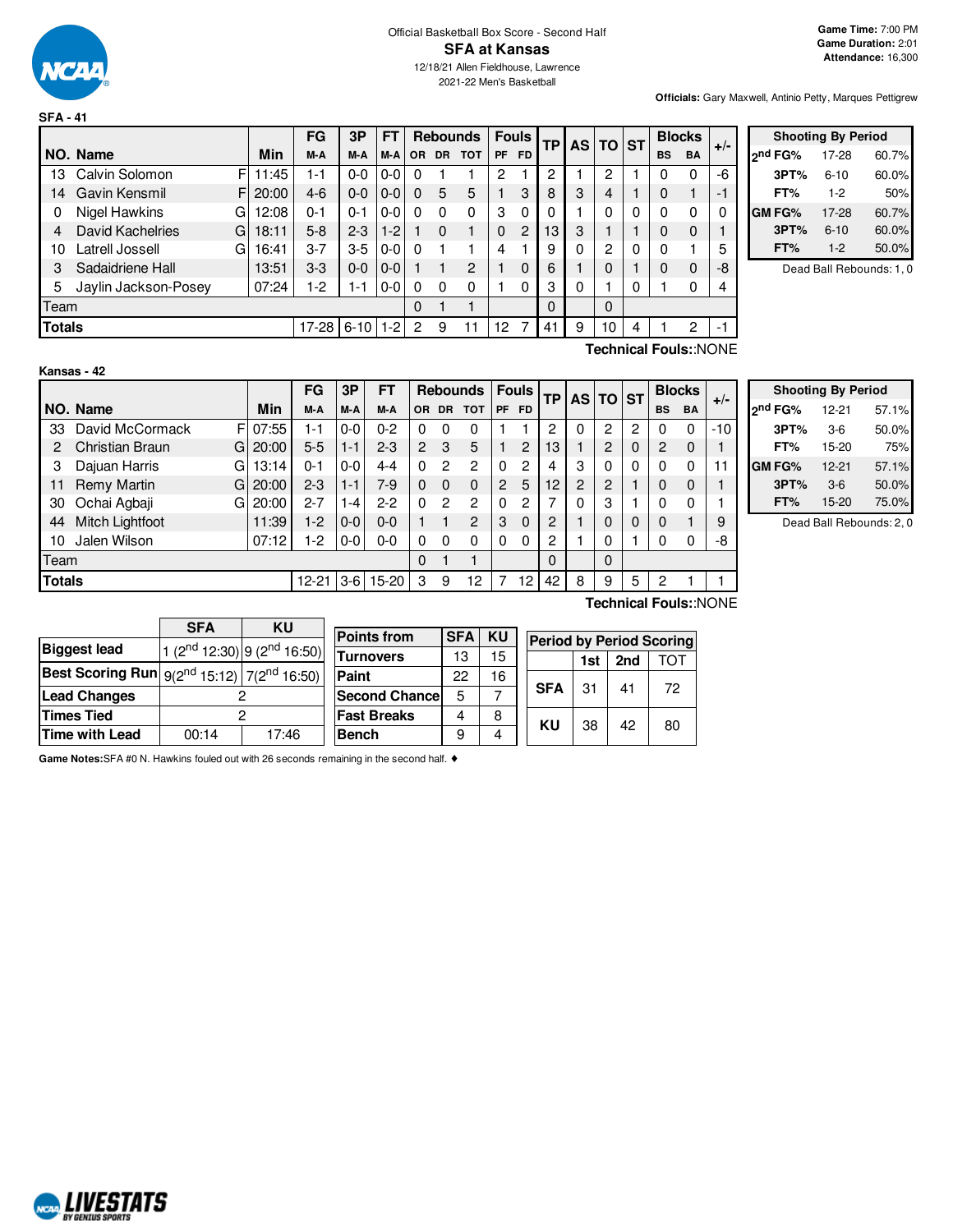Official Basketball Box Score - Second Half

# SFA at Kansas

12/18/21 Allen Fieldhouse, Lawrence
2021-22 Men's Basketball

**Game Time:** 7:00 PM
**Game Duration:** 2:01
**Attendance:** 16,300

**Officials:** Gary Maxwell, Antinio Petty, Marques Pettigrew

## SFA - 41

| NO. | Name | | Min | FG M-A | 3P M-A | FT M-A | Rebounds OR | DR | TOT | Fouls PF | FD | TP | AS | TO | ST | Blocks BS | BA | +/- |
|---|---|---|---|---|---|---|---|---|---|---|---|---|---|---|---|---|---|---|
| 13 | Calvin Solomon | F | 11:45 | 1-1 | 0-0 | 0-0 | 0 | 1 | 1 | 2 | 1 | 2 | 1 | 2 | 1 | 0 | 0 | -6 |
| 14 | Gavin Kensmil | F | 20:00 | 4-6 | 0-0 | 0-0 | 0 | 5 | 5 | 1 | 3 | 8 | 3 | 4 | 1 | 0 | 1 | -1 |
| 0 | Nigel Hawkins | G | 12:08 | 0-1 | 0-1 | 0-0 | 0 | 0 | 0 | 3 | 0 | 0 | 1 | 0 | 0 | 0 | 0 | 0 |
| 4 | David Kachelries | G | 18:11 | 5-8 | 2-3 | 1-2 | 1 | 0 | 1 | 0 | 2 | 13 | 3 | 1 | 1 | 0 | 0 | 1 |
| 10 | Latrell Jossell | G | 16:41 | 3-7 | 3-5 | 0-0 | 0 | 1 | 1 | 4 | 1 | 9 | 0 | 2 | 0 | 0 | 1 | 5 |
| 3 | Sadaidriene Hall | | 13:51 | 3-3 | 0-0 | 0-0 | 1 | 1 | 2 | 1 | 0 | 6 | 1 | 0 | 1 | 0 | 0 | -8 |
| 5 | Jaylin Jackson-Posey | | 07:24 | 1-2 | 1-1 | 0-0 | 0 | 0 | 0 | 1 | 0 | 3 | 0 | 1 | 0 | 1 | 0 | 4 |
| | Team | | | | | | 0 | 1 | 1 | | | 0 | | 0 | | | | |
| | **Totals** | | | 17-28 | 6-10 | 1-2 | 2 | 9 | 11 | 12 | 7 | 41 | 9 | 10 | 4 | 1 | 2 | -1 |

**Technical Fouls:**:NONE

| Shooting By Period | | |
|---|---|---|
| 2nd FG% | 17-28 | 60.7% |
| 3PT% | 6-10 | 60.0% |
| FT% | 1-2 | 50% |
| GM FG% | 17-28 | 60.7% |
| 3PT% | 6-10 | 60.0% |
| FT% | 1-2 | 50.0% |

Dead Ball Rebounds: 1, 0

## Kansas - 42

| NO. | Name | | Min | FG M-A | 3P M-A | FT M-A | Rebounds OR | DR | TOT | Fouls PF | FD | TP | AS | TO | ST | Blocks BS | BA | +/- |
|---|---|---|---|---|---|---|---|---|---|---|---|---|---|---|---|---|---|---|
| 33 | David McCormack | F | 07:55 | 1-1 | 0-0 | 0-2 | 0 | 0 | 0 | 1 | 1 | 2 | 0 | 2 | 2 | 0 | 0 | -10 |
| 2 | Christian Braun | G | 20:00 | 5-5 | 1-1 | 2-3 | 2 | 3 | 5 | 1 | 2 | 13 | 1 | 2 | 0 | 2 | 0 | 1 |
| 3 | Dajuan Harris | G | 13:14 | 0-1 | 0-0 | 4-4 | 0 | 2 | 2 | 0 | 2 | 4 | 3 | 0 | 0 | 0 | 0 | 11 |
| 11 | Remy Martin | G | 20:00 | 2-3 | 1-1 | 7-9 | 0 | 0 | 0 | 2 | 5 | 12 | 2 | 2 | 1 | 0 | 0 | 1 |
| 30 | Ochai Agbaji | G | 20:00 | 2-7 | 1-4 | 2-2 | 0 | 2 | 2 | 0 | 2 | 7 | 0 | 3 | 1 | 0 | 0 | 1 |
| 44 | Mitch Lightfoot | | 11:39 | 1-2 | 0-0 | 0-0 | 1 | 1 | 2 | 3 | 0 | 2 | 1 | 0 | 0 | 0 | 1 | 9 |
| 10 | Jalen Wilson | | 07:12 | 1-2 | 0-0 | 0-0 | 0 | 0 | 0 | 0 | 0 | 2 | 1 | 0 | 1 | 0 | 0 | -8 |
| | Team | | | | | | 0 | 1 | 1 | | | 0 | | 0 | | | | |
| | **Totals** | | | 12-21 | 3-6 | 15-20 | 3 | 9 | 12 | 7 | 12 | 42 | 8 | 9 | 5 | 2 | 1 | 1 |

**Technical Fouls:**:NONE

| Shooting By Period | | |
|---|---|---|
| 2nd FG% | 12-21 | 57.1% |
| 3PT% | 3-6 | 50.0% |
| FT% | 15-20 | 75% |
| GM FG% | 12-21 | 57.1% |
| 3PT% | 3-6 | 50.0% |
| FT% | 15-20 | 75.0% |

Dead Ball Rebounds: 2, 0

| | SFA | KU |
|---|---|---|
| **Biggest lead** | 1 (2nd 12:30) | 9 (2nd 16:50) |
| **Best Scoring Run** | 9(2nd 15:12) | 7(2nd 16:50) |
| **Lead Changes** | 2 | |
| **Times Tied** | 2 | |
| **Time with Lead** | 00:14 | 17:46 |

| Points from | SFA | KU |
|---|---|---|
| **Turnovers** | 13 | 15 |
| **Paint** | 22 | 16 |
| **Second Chance** | 5 | 7 |
| **Fast Breaks** | 4 | 8 |
| **Bench** | 9 | 4 |

| Period by Period Scoring | 1st | 2nd | TOT |
|---|---|---|---|
| **SFA** | 31 | 41 | 72 |
| **KU** | 38 | 42 | 80 |

**Game Notes:**SFA #0 N. Hawkins fouled out with 26 seconds remaining in the second half. ♦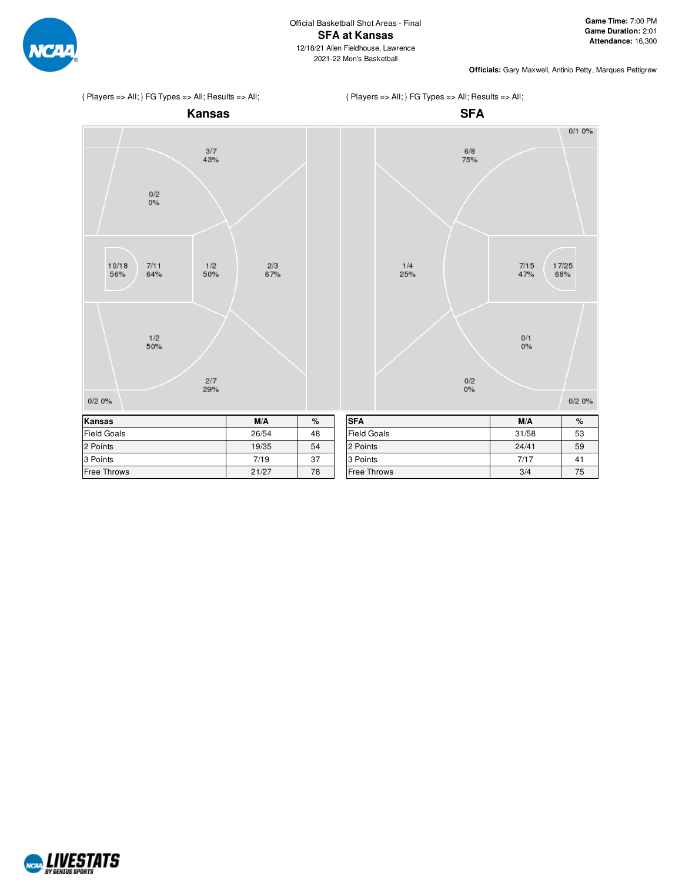Official Basketball Shot Areas - Final

# SFA at Kansas

12/18/21 Allen Fieldhouse, Lawrence
2021-22 Men's Basketball

**Game Time:** 7:00 PM
**Game Duration:** 2:01
**Attendance:** 16,300

**Officials:** Gary Maxwell, Antinio Petty, Marques Pettigrew

{ Players => All; } FG Types => All; Results => All;

## Kansas

3/7 43%
0/2 0%
10/18 56%
7/11 64%
1/2 50%
2/3 67%
1/2 50%
2/7 29%
0/2 0%

| Kansas | M/A | % |
|---|---|---|
| Field Goals | 26/54 | 48 |
| 2 Points | 19/35 | 54 |
| 3 Points | 7/19 | 37 |
| Free Throws | 21/27 | 78 |

{ Players => All; } FG Types => All; Results => All;

## SFA

0/1 0%
6/8 75%
1/4 25%
7/15 47%
17/25 68%
0/1 0%
0/2 0%
0/2 0%

| SFA | M/A | % |
|---|---|---|
| Field Goals | 31/58 | 53 |
| 2 Points | 24/41 | 59 |
| 3 Points | 7/17 | 41 |
| Free Throws | 3/4 | 75 |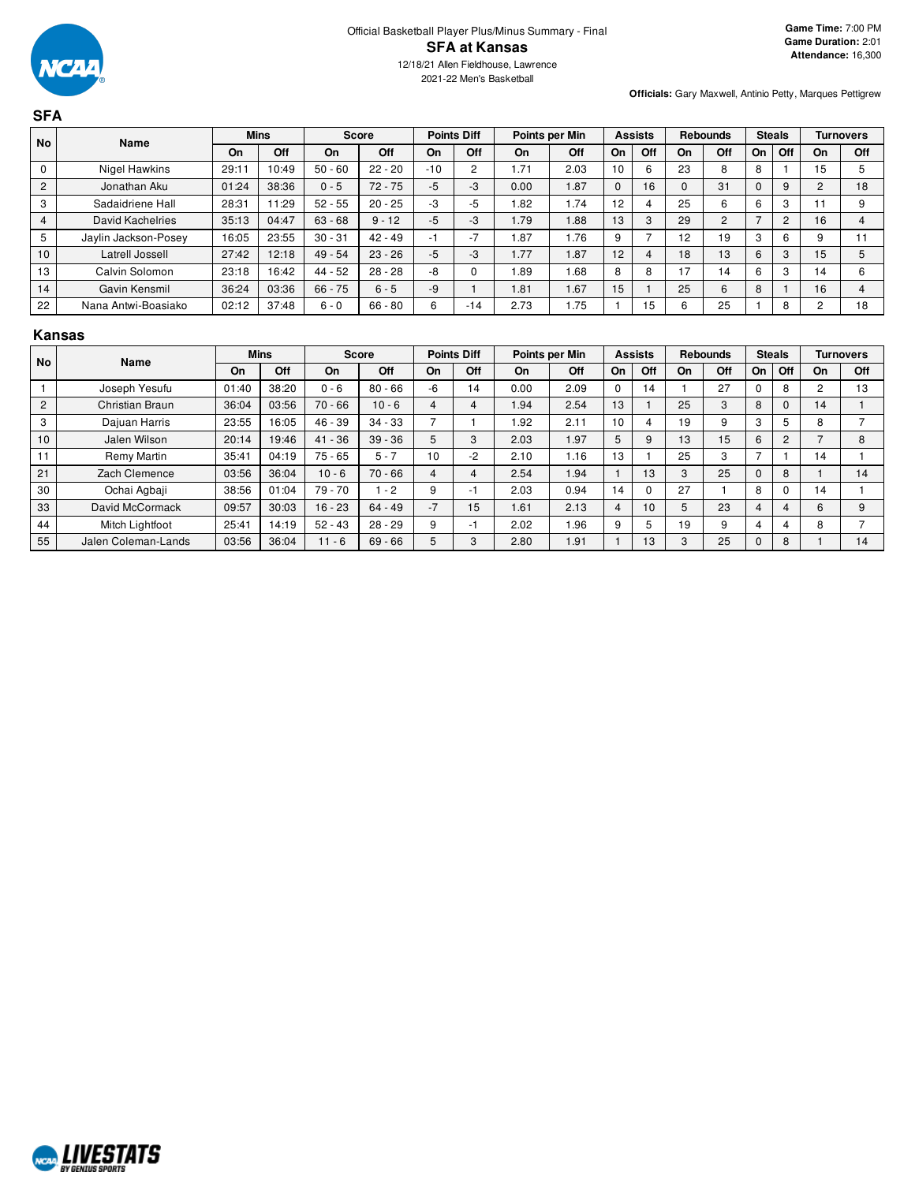Official Basketball Player Plus/Minus Summary - Final

# SFA at Kansas

12/18/21 Allen Fieldhouse, Lawrence

2021-22 Men's Basketball

**Game Time:** 7:00 PM
**Game Duration:** 2:01
**Attendance:** 16,300

**Officials:** Gary Maxwell, Antinio Petty, Marques Pettigrew

## SFA

| No | Name | Mins | | Score | | Points Diff | | Points per Min | | Assists | | Rebounds | | Steals | | Turnovers | |
|---|---|---|---|---|---|---|---|---|---|---|---|---|---|---|---|---|---|
| | | On | Off | On | Off | On | Off | On | Off | On | Off | On | Off | On | Off | On | Off |
| 0 | Nigel Hawkins | 29:11 | 10:49 | 50 - 60 | 22 - 20 | -10 | 2 | 1.71 | 2.03 | 10 | 6 | 23 | 8 | 8 | 1 | 15 | 5 |
| 2 | Jonathan Aku | 01:24 | 38:36 | 0 - 5 | 72 - 75 | -5 | -3 | 0.00 | 1.87 | 0 | 16 | 0 | 31 | 0 | 9 | 2 | 18 |
| 3 | Sadaidriene Hall | 28:31 | 11:29 | 52 - 55 | 20 - 25 | -3 | -5 | 1.82 | 1.74 | 12 | 4 | 25 | 6 | 6 | 3 | 11 | 9 |
| 4 | David Kachelries | 35:13 | 04:47 | 63 - 68 | 9 - 12 | -5 | -3 | 1.79 | 1.88 | 13 | 3 | 29 | 2 | 7 | 2 | 16 | 4 |
| 5 | Jaylin Jackson-Posey | 16:05 | 23:55 | 30 - 31 | 42 - 49 | -1 | -7 | 1.87 | 1.76 | 9 | 7 | 12 | 19 | 3 | 6 | 9 | 11 |
| 10 | Latrell Jossell | 27:42 | 12:18 | 49 - 54 | 23 - 26 | -5 | -3 | 1.77 | 1.87 | 12 | 4 | 18 | 13 | 6 | 3 | 15 | 5 |
| 13 | Calvin Solomon | 23:18 | 16:42 | 44 - 52 | 28 - 28 | -8 | 0 | 1.89 | 1.68 | 8 | 8 | 17 | 14 | 6 | 3 | 14 | 6 |
| 14 | Gavin Kensmil | 36:24 | 03:36 | 66 - 75 | 6 - 5 | -9 | 1 | 1.81 | 1.67 | 15 | 1 | 25 | 6 | 8 | 1 | 16 | 4 |
| 22 | Nana Antwi-Boasiako | 02:12 | 37:48 | 6 - 0 | 66 - 80 | 6 | -14 | 2.73 | 1.75 | 1 | 15 | 6 | 25 | 1 | 8 | 2 | 18 |

## Kansas

| No | Name | Mins | | Score | | Points Diff | | Points per Min | | Assists | | Rebounds | | Steals | | Turnovers | |
|---|---|---|---|---|---|---|---|---|---|---|---|---|---|---|---|---|---|
| | | On | Off | On | Off | On | Off | On | Off | On | Off | On | Off | On | Off | On | Off |
| 1 | Joseph Yesufu | 01:40 | 38:20 | 0 - 6 | 80 - 66 | -6 | 14 | 0.00 | 2.09 | 0 | 14 | 1 | 27 | 0 | 8 | 2 | 13 |
| 2 | Christian Braun | 36:04 | 03:56 | 70 - 66 | 10 - 6 | 4 | 4 | 1.94 | 2.54 | 13 | 1 | 25 | 3 | 8 | 0 | 14 | 1 |
| 3 | Dajuan Harris | 23:55 | 16:05 | 46 - 39 | 34 - 33 | 7 | 1 | 1.92 | 2.11 | 10 | 4 | 19 | 9 | 3 | 5 | 8 | 7 |
| 10 | Jalen Wilson | 20:14 | 19:46 | 41 - 36 | 39 - 36 | 5 | 3 | 2.03 | 1.97 | 5 | 9 | 13 | 15 | 6 | 2 | 7 | 8 |
| 11 | Remy Martin | 35:41 | 04:19 | 75 - 65 | 5 - 7 | 10 | -2 | 2.10 | 1.16 | 13 | 1 | 25 | 3 | 7 | 1 | 14 | 1 |
| 21 | Zach Clemence | 03:56 | 36:04 | 10 - 6 | 70 - 66 | 4 | 4 | 2.54 | 1.94 | 1 | 13 | 3 | 25 | 0 | 8 | 1 | 14 |
| 30 | Ochai Agbaji | 38:56 | 01:04 | 79 - 70 | 1 - 2 | 9 | -1 | 2.03 | 0.94 | 14 | 0 | 27 | 1 | 8 | 0 | 14 | 1 |
| 33 | David McCormack | 09:57 | 30:03 | 16 - 23 | 64 - 49 | -7 | 15 | 1.61 | 2.13 | 4 | 10 | 5 | 23 | 4 | 4 | 6 | 9 |
| 44 | Mitch Lightfoot | 25:41 | 14:19 | 52 - 43 | 28 - 29 | 9 | -1 | 2.02 | 1.96 | 9 | 5 | 19 | 9 | 4 | 4 | 8 | 7 |
| 55 | Jalen Coleman-Lands | 03:56 | 36:04 | 11 - 6 | 69 - 66 | 5 | 3 | 2.80 | 1.91 | 1 | 13 | 3 | 25 | 0 | 8 | 1 | 14 |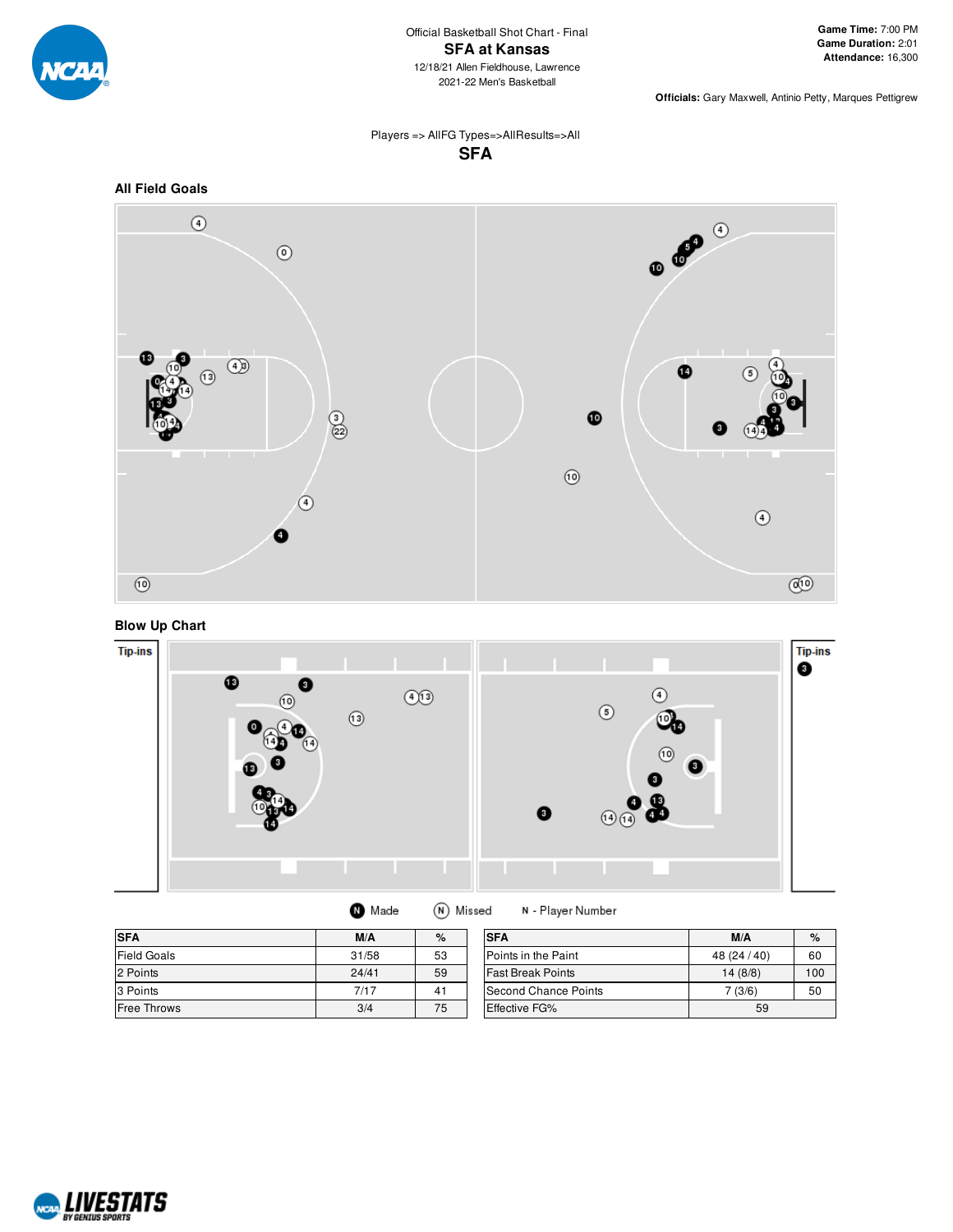Official Basketball Shot Chart - Final

# SFA at Kansas

12/18/21 Allen Fieldhouse, Lawrence
2021-22 Men's Basketball

**Game Time:** 7:00 PM
**Game Duration:** 2:01
**Attendance:** 16,300

**Officials:** Gary Maxwell, Antinio Petty, Marques Pettigrew

Players => AllFG Types=>AllResults=>All

## SFA

### All Field Goals

### Blow Up Chart

Tip-ins

Tip-ins

Made   Missed   N - Player Number

| SFA | M/A | % |
|---|---|---|
| Field Goals | 31/58 | 53 |
| 2 Points | 24/41 | 59 |
| 3 Points | 7/17 | 41 |
| Free Throws | 3/4 | 75 |

| SFA | M/A | % |
|---|---|---|
| Points in the Paint | 48 (24 / 40) | 60 |
| Fast Break Points | 14 (8/8) | 100 |
| Second Chance Points | 7 (3/6) | 50 |
| Effective FG% | 59 | |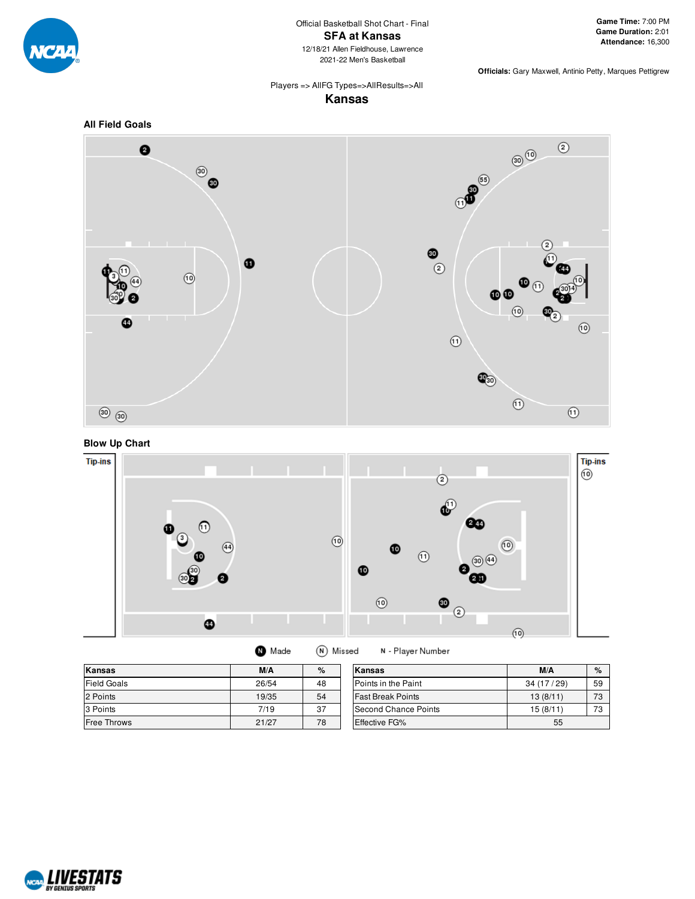Official Basketball Shot Chart - Final

# SFA at Kansas

12/18/21 Allen Fieldhouse, Lawrence

2021-22 Men's Basketball

**Game Time:** 7:00 PM
**Game Duration:** 2:01
**Attendance:** 16,300

**Officials:** Gary Maxwell, Antinio Petty, Marques Pettigrew

Players => AllFG Types=>AllResults=>All

## Kansas

### All Field Goals

### Blow Up Chart

Tip-ins

Tip-ins

Made    Missed    N - Player Number

| Kansas | M/A | % |
|---|---|---|
| Field Goals | 26/54 | 48 |
| 2 Points | 19/35 | 54 |
| 3 Points | 7/19 | 37 |
| Free Throws | 21/27 | 78 |

| Kansas | M/A | % |
|---|---|---|
| Points in the Paint | 34 (17 / 29) | 59 |
| Fast Break Points | 13 (8/11) | 73 |
| Second Chance Points | 15 (8/11) | 73 |
| Effective FG% | 55 | |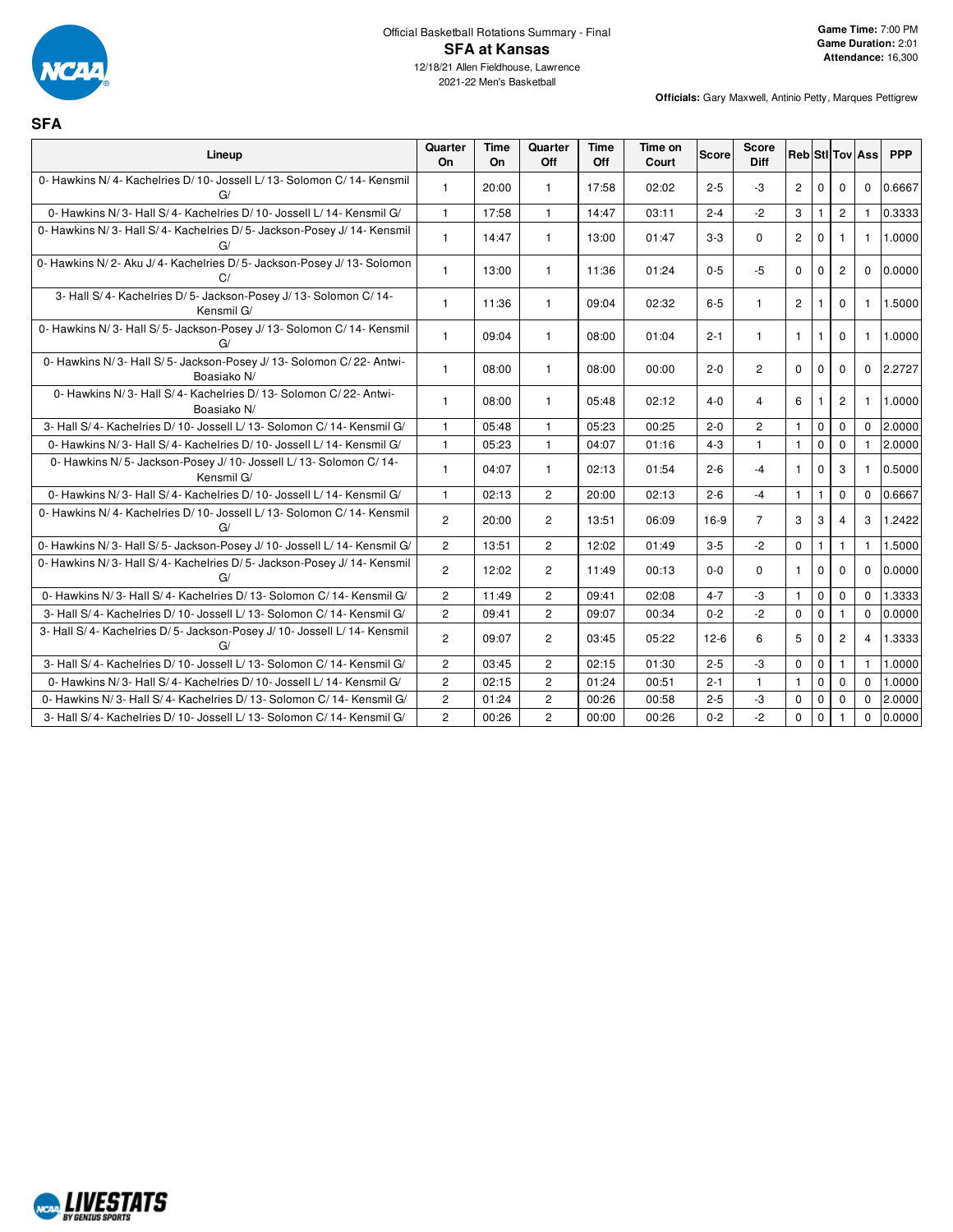Official Basketball Rotations Summary - Final

# SFA at Kansas

12/18/21 Allen Fieldhouse, Lawrence

2021-22 Men's Basketball

**Game Time:** 7:00 PM
**Game Duration:** 2:01
**Attendance:** 16,300

**Officials:** Gary Maxwell, Antinio Petty, Marques Pettigrew

## SFA

| Lineup | Quarter On | Time On | Quarter Off | Time Off | Time on Court | Score | Score Diff | Reb | Stl | Tov | Ass | PPP |
|---|---|---|---|---|---|---|---|---|---|---|---|---|
| 0- Hawkins N/ 4- Kachelries D/ 10- Jossell L/ 13- Solomon C/ 14- Kensmil G/ | 1 | 20:00 | 1 | 17:58 | 02:02 | 2-5 | -3 | 2 | 0 | 0 | 0 | 0.6667 |
| 0- Hawkins N/ 3- Hall S/ 4- Kachelries D/ 10- Jossell L/ 14- Kensmil G/ | 1 | 17:58 | 1 | 14:47 | 03:11 | 2-4 | -2 | 3 | 1 | 2 | 1 | 0.3333 |
| 0- Hawkins N/ 3- Hall S/ 4- Kachelries D/ 5- Jackson-Posey J/ 14- Kensmil G/ | 1 | 14:47 | 1 | 13:00 | 01:47 | 3-3 | 0 | 2 | 0 | 1 | 1 | 1.0000 |
| 0- Hawkins N/ 2- Aku J/ 4- Kachelries D/ 5- Jackson-Posey J/ 13- Solomon C/ | 1 | 13:00 | 1 | 11:36 | 01:24 | 0-5 | -5 | 0 | 0 | 2 | 0 | 0.0000 |
| 3- Hall S/ 4- Kachelries D/ 5- Jackson-Posey J/ 13- Solomon C/ 14- Kensmil G/ | 1 | 11:36 | 1 | 09:04 | 02:32 | 6-5 | 1 | 2 | 1 | 0 | 1 | 1.5000 |
| 0- Hawkins N/ 3- Hall S/ 5- Jackson-Posey J/ 13- Solomon C/ 14- Kensmil G/ | 1 | 09:04 | 1 | 08:00 | 01:04 | 2-1 | 1 | 1 | 1 | 0 | 1 | 1.0000 |
| 0- Hawkins N/ 3- Hall S/ 5- Jackson-Posey J/ 13- Solomon C/ 22- Antwi-Boasiako N/ | 1 | 08:00 | 1 | 08:00 | 00:00 | 2-0 | 2 | 0 | 0 | 0 | 0 | 2.2727 |
| 0- Hawkins N/ 3- Hall S/ 4- Kachelries D/ 13- Solomon C/ 22- Antwi-Boasiako N/ | 1 | 08:00 | 1 | 05:48 | 02:12 | 4-0 | 4 | 6 | 1 | 2 | 1 | 1.0000 |
| 3- Hall S/ 4- Kachelries D/ 10- Jossell L/ 13- Solomon C/ 14- Kensmil G/ | 1 | 05:48 | 1 | 05:23 | 00:25 | 2-0 | 2 | 1 | 0 | 0 | 0 | 2.0000 |
| 0- Hawkins N/ 3- Hall S/ 4- Kachelries D/ 10- Jossell L/ 14- Kensmil G/ | 1 | 05:23 | 1 | 04:07 | 01:16 | 4-3 | 1 | 1 | 0 | 0 | 1 | 2.0000 |
| 0- Hawkins N/ 5- Jackson-Posey J/ 10- Jossell L/ 13- Solomon C/ 14- Kensmil G/ | 1 | 04:07 | 1 | 02:13 | 01:54 | 2-6 | -4 | 1 | 0 | 3 | 1 | 0.5000 |
| 0- Hawkins N/ 3- Hall S/ 4- Kachelries D/ 10- Jossell L/ 14- Kensmil G/ | 1 | 02:13 | 2 | 20:00 | 02:13 | 2-6 | -4 | 1 | 1 | 0 | 0 | 0.6667 |
| 0- Hawkins N/ 4- Kachelries D/ 10- Jossell L/ 13- Solomon C/ 14- Kensmil G/ | 2 | 20:00 | 2 | 13:51 | 06:09 | 16-9 | 7 | 3 | 3 | 4 | 3 | 1.2422 |
| 0- Hawkins N/ 3- Hall S/ 5- Jackson-Posey J/ 10- Jossell L/ 14- Kensmil G/ | 2 | 13:51 | 2 | 12:02 | 01:49 | 3-5 | -2 | 0 | 1 | 1 | 1 | 1.5000 |
| 0- Hawkins N/ 3- Hall S/ 4- Kachelries D/ 5- Jackson-Posey J/ 14- Kensmil G/ | 2 | 12:02 | 2 | 11:49 | 00:13 | 0-0 | 0 | 1 | 0 | 0 | 0 | 0.0000 |
| 0- Hawkins N/ 3- Hall S/ 4- Kachelries D/ 13- Solomon C/ 14- Kensmil G/ | 2 | 11:49 | 2 | 09:41 | 02:08 | 4-7 | -3 | 1 | 0 | 0 | 0 | 1.3333 |
| 3- Hall S/ 4- Kachelries D/ 10- Jossell L/ 13- Solomon C/ 14- Kensmil G/ | 2 | 09:41 | 2 | 09:07 | 00:34 | 0-2 | -2 | 0 | 0 | 1 | 0 | 0.0000 |
| 3- Hall S/ 4- Kachelries D/ 5- Jackson-Posey J/ 10- Jossell L/ 14- Kensmil G/ | 2 | 09:07 | 2 | 03:45 | 05:22 | 12-6 | 6 | 5 | 0 | 2 | 4 | 1.3333 |
| 3- Hall S/ 4- Kachelries D/ 10- Jossell L/ 13- Solomon C/ 14- Kensmil G/ | 2 | 03:45 | 2 | 02:15 | 01:30 | 2-5 | -3 | 0 | 0 | 1 | 1 | 1.0000 |
| 0- Hawkins N/ 3- Hall S/ 4- Kachelries D/ 10- Jossell L/ 14- Kensmil G/ | 2 | 02:15 | 2 | 01:24 | 00:51 | 2-1 | 1 | 1 | 0 | 0 | 0 | 1.0000 |
| 0- Hawkins N/ 3- Hall S/ 4- Kachelries D/ 13- Solomon C/ 14- Kensmil G/ | 2 | 01:24 | 2 | 00:26 | 00:58 | 2-5 | -3 | 0 | 0 | 0 | 0 | 2.0000 |
| 3- Hall S/ 4- Kachelries D/ 10- Jossell L/ 13- Solomon C/ 14- Kensmil G/ | 2 | 00:26 | 2 | 00:00 | 00:26 | 0-2 | -2 | 0 | 0 | 1 | 0 | 0.0000 |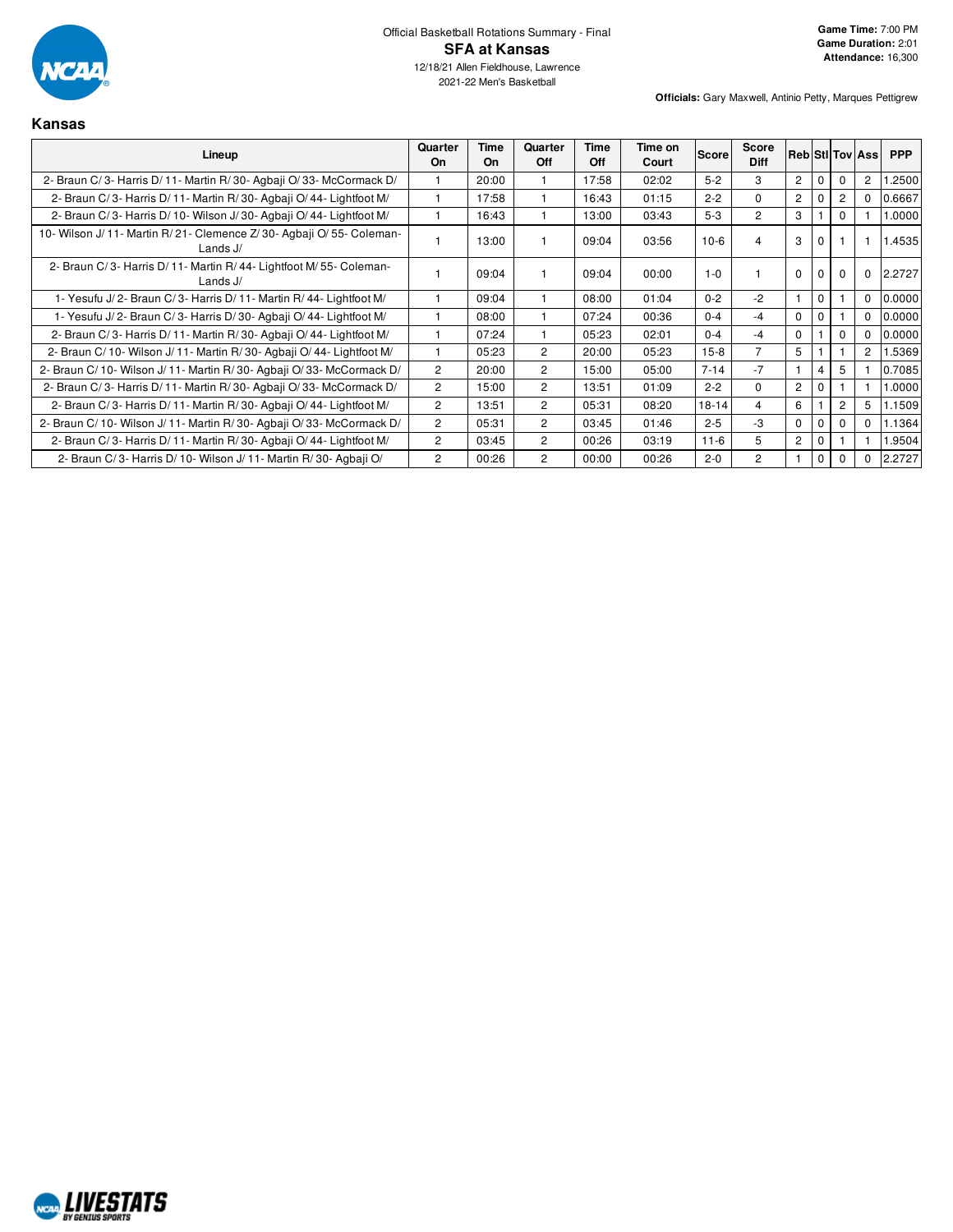Official Basketball Rotations Summary - Final

# SFA at Kansas

12/18/21 Allen Fieldhouse, Lawrence
2021-22 Men's Basketball

**Game Time:** 7:00 PM
**Game Duration:** 2:01
**Attendance:** 16,300

**Officials:** Gary Maxwell, Antinio Petty, Marques Pettigrew

## Kansas

| Lineup | Quarter On | Time On | Quarter Off | Time Off | Time on Court | Score | Score Diff | Reb | Stl | Tov | Ass | PPP |
|---|---|---|---|---|---|---|---|---|---|---|---|---|
| 2- Braun C/ 3- Harris D/ 11- Martin R/ 30- Agbaji O/ 33- McCormack D/ | 1 | 20:00 | 1 | 17:58 | 02:02 | 5-2 | 3 | 2 | 0 | 0 | 2 | 1.2500 |
| 2- Braun C/ 3- Harris D/ 11- Martin R/ 30- Agbaji O/ 44- Lightfoot M/ | 1 | 17:58 | 1 | 16:43 | 01:15 | 2-2 | 0 | 2 | 0 | 2 | 0 | 0.6667 |
| 2- Braun C/ 3- Harris D/ 10- Wilson J/ 30- Agbaji O/ 44- Lightfoot M/ | 1 | 16:43 | 1 | 13:00 | 03:43 | 5-3 | 2 | 3 | 1 | 0 | 1 | 1.0000 |
| 10- Wilson J/ 11- Martin R/ 21- Clemence Z/ 30- Agbaji O/ 55- Coleman-Lands J/ | 1 | 13:00 | 1 | 09:04 | 03:56 | 10-6 | 4 | 3 | 0 | 1 | 1 | 1.4535 |
| 2- Braun C/ 3- Harris D/ 11- Martin R/ 44- Lightfoot M/ 55- Coleman-Lands J/ | 1 | 09:04 | 1 | 09:04 | 00:00 | 1-0 | 1 | 0 | 0 | 0 | 0 | 2.2727 |
| 1- Yesufu J/ 2- Braun C/ 3- Harris D/ 11- Martin R/ 44- Lightfoot M/ | 1 | 09:04 | 1 | 08:00 | 01:04 | 0-2 | -2 | 1 | 0 | 1 | 0 | 0.0000 |
| 1- Yesufu J/ 2- Braun C/ 3- Harris D/ 30- Agbaji O/ 44- Lightfoot M/ | 1 | 08:00 | 1 | 07:24 | 00:36 | 0-4 | -4 | 0 | 0 | 1 | 0 | 0.0000 |
| 2- Braun C/ 3- Harris D/ 11- Martin R/ 30- Agbaji O/ 44- Lightfoot M/ | 1 | 07:24 | 1 | 05:23 | 02:01 | 0-4 | -4 | 0 | 1 | 0 | 0 | 0.0000 |
| 2- Braun C/ 10- Wilson J/ 11- Martin R/ 30- Agbaji O/ 44- Lightfoot M/ | 1 | 05:23 | 2 | 20:00 | 05:23 | 15-8 | 7 | 5 | 1 | 1 | 2 | 1.5369 |
| 2- Braun C/ 10- Wilson J/ 11- Martin R/ 30- Agbaji O/ 33- McCormack D/ | 2 | 20:00 | 2 | 15:00 | 05:00 | 7-14 | -7 | 1 | 4 | 5 | 1 | 0.7085 |
| 2- Braun C/ 3- Harris D/ 11- Martin R/ 30- Agbaji O/ 33- McCormack D/ | 2 | 15:00 | 2 | 13:51 | 01:09 | 2-2 | 0 | 2 | 0 | 1 | 1 | 1.0000 |
| 2- Braun C/ 3- Harris D/ 11- Martin R/ 30- Agbaji O/ 44- Lightfoot M/ | 2 | 13:51 | 2 | 05:31 | 08:20 | 18-14 | 4 | 6 | 1 | 2 | 5 | 1.1509 |
| 2- Braun C/ 10- Wilson J/ 11- Martin R/ 30- Agbaji O/ 33- McCormack D/ | 2 | 05:31 | 2 | 03:45 | 01:46 | 2-5 | -3 | 0 | 0 | 0 | 0 | 1.1364 |
| 2- Braun C/ 3- Harris D/ 11- Martin R/ 30- Agbaji O/ 44- Lightfoot M/ | 2 | 03:45 | 2 | 00:26 | 03:19 | 11-6 | 5 | 2 | 0 | 1 | 1 | 1.9504 |
| 2- Braun C/ 3- Harris D/ 10- Wilson J/ 11- Martin R/ 30- Agbaji O/ | 2 | 00:26 | 2 | 00:00 | 00:26 | 2-0 | 2 | 1 | 0 | 0 | 0 | 2.2727 |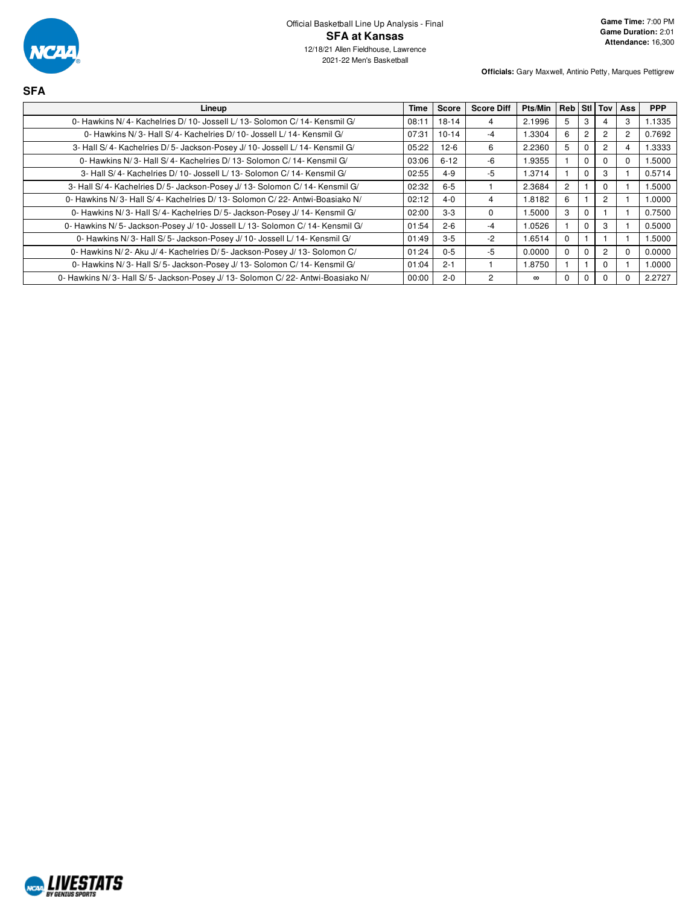Official Basketball Line Up Analysis - Final

# SFA at Kansas

12/18/21 Allen Fieldhouse, Lawrence

2021-22 Men's Basketball

**Game Time:** 7:00 PM
**Game Duration:** 2:01
**Attendance:** 16,300

**Officials:** Gary Maxwell, Antinio Petty, Marques Pettigrew

## SFA

| Lineup | Time | Score | Score Diff | Pts/Min | Reb | Stl | Tov | Ass | PPP |
|---|---|---|---|---|---|---|---|---|---|
| 0- Hawkins N/ 4- Kachelries D/ 10- Jossell L/ 13- Solomon C/ 14- Kensmil G/ | 08:11 | 18-14 | 4 | 2.1996 | 5 | 3 | 4 | 3 | 1.1335 |
| 0- Hawkins N/ 3- Hall S/ 4- Kachelries D/ 10- Jossell L/ 14- Kensmil G/ | 07:31 | 10-14 | -4 | 1.3304 | 6 | 2 | 2 | 2 | 0.7692 |
| 3- Hall S/ 4- Kachelries D/ 5- Jackson-Posey J/ 10- Jossell L/ 14- Kensmil G/ | 05:22 | 12-6 | 6 | 2.2360 | 5 | 0 | 2 | 4 | 1.3333 |
| 0- Hawkins N/ 3- Hall S/ 4- Kachelries D/ 13- Solomon C/ 14- Kensmil G/ | 03:06 | 6-12 | -6 | 1.9355 | 1 | 0 | 0 | 0 | 1.5000 |
| 3- Hall S/ 4- Kachelries D/ 10- Jossell L/ 13- Solomon C/ 14- Kensmil G/ | 02:55 | 4-9 | -5 | 1.3714 | 1 | 0 | 3 | 1 | 0.5714 |
| 3- Hall S/ 4- Kachelries D/ 5- Jackson-Posey J/ 13- Solomon C/ 14- Kensmil G/ | 02:32 | 6-5 | 1 | 2.3684 | 2 | 1 | 0 | 1 | 1.5000 |
| 0- Hawkins N/ 3- Hall S/ 4- Kachelries D/ 13- Solomon C/ 22- Antwi-Boasiako N/ | 02:12 | 4-0 | 4 | 1.8182 | 6 | 1 | 2 | 1 | 1.0000 |
| 0- Hawkins N/ 3- Hall S/ 4- Kachelries D/ 5- Jackson-Posey J/ 14- Kensmil G/ | 02:00 | 3-3 | 0 | 1.5000 | 3 | 0 | 1 | 1 | 0.7500 |
| 0- Hawkins N/ 5- Jackson-Posey J/ 10- Jossell L/ 13- Solomon C/ 14- Kensmil G/ | 01:54 | 2-6 | -4 | 1.0526 | 1 | 0 | 3 | 1 | 0.5000 |
| 0- Hawkins N/ 3- Hall S/ 5- Jackson-Posey J/ 10- Jossell L/ 14- Kensmil G/ | 01:49 | 3-5 | -2 | 1.6514 | 0 | 1 | 1 | 1 | 1.5000 |
| 0- Hawkins N/ 2- Aku J/ 4- Kachelries D/ 5- Jackson-Posey J/ 13- Solomon C/ | 01:24 | 0-5 | -5 | 0.0000 | 0 | 0 | 2 | 0 | 0.0000 |
| 0- Hawkins N/ 3- Hall S/ 5- Jackson-Posey J/ 13- Solomon C/ 14- Kensmil G/ | 01:04 | 2-1 | 1 | 1.8750 | 1 | 1 | 0 | 1 | 1.0000 |
| 0- Hawkins N/ 3- Hall S/ 5- Jackson-Posey J/ 13- Solomon C/ 22- Antwi-Boasiako N/ | 00:00 | 2-0 | 2 | ∞ | 0 | 0 | 0 | 0 | 2.2727 |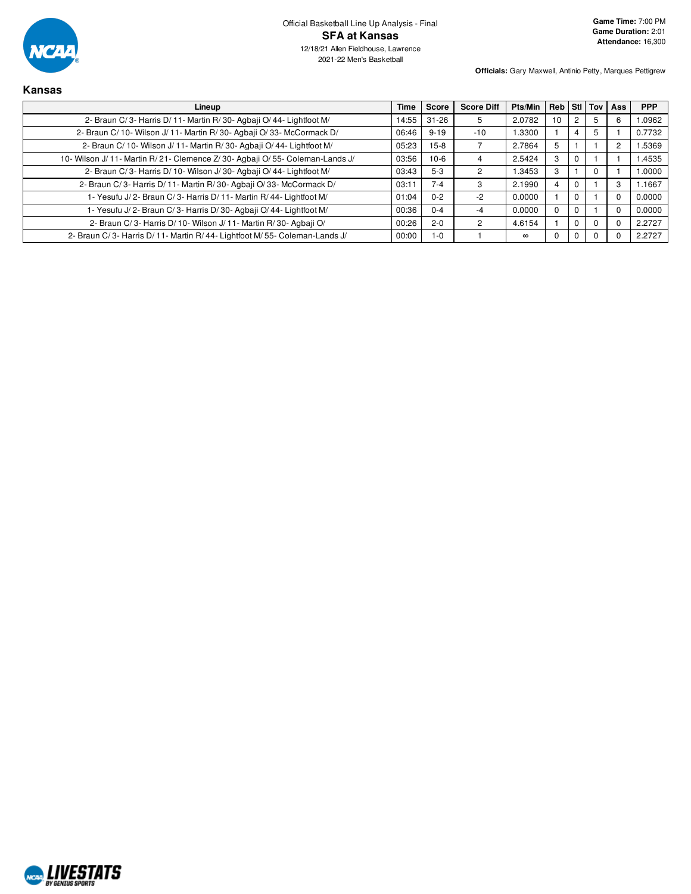Official Basketball Line Up Analysis - Final

# SFA at Kansas

12/18/21 Allen Fieldhouse, Lawrence

2021-22 Men's Basketball

**Game Time:** 7:00 PM
**Game Duration:** 2:01
**Attendance:** 16,300

**Officials:** Gary Maxwell, Antinio Petty, Marques Pettigrew

## Kansas

| Lineup | Time | Score | Score Diff | Pts/Min | Reb | Stl | Tov | Ass | PPP |
|---|---|---|---|---|---|---|---|---|---|
| 2- Braun C/ 3- Harris D/ 11- Martin R/ 30- Agbaji O/ 44- Lightfoot M/ | 14:55 | 31-26 | 5 | 2.0782 | 10 | 2 | 5 | 6 | 1.0962 |
| 2- Braun C/ 10- Wilson J/ 11- Martin R/ 30- Agbaji O/ 33- McCormack D/ | 06:46 | 9-19 | -10 | 1.3300 | 1 | 4 | 5 | 1 | 0.7732 |
| 2- Braun C/ 10- Wilson J/ 11- Martin R/ 30- Agbaji O/ 44- Lightfoot M/ | 05:23 | 15-8 | 7 | 2.7864 | 5 | 1 | 1 | 2 | 1.5369 |
| 10- Wilson J/ 11- Martin R/ 21- Clemence Z/ 30- Agbaji O/ 55- Coleman-Lands J/ | 03:56 | 10-6 | 4 | 2.5424 | 3 | 0 | 1 | 1 | 1.4535 |
| 2- Braun C/ 3- Harris D/ 10- Wilson J/ 30- Agbaji O/ 44- Lightfoot M/ | 03:43 | 5-3 | 2 | 1.3453 | 3 | 1 | 0 | 1 | 1.0000 |
| 2- Braun C/ 3- Harris D/ 11- Martin R/ 30- Agbaji O/ 33- McCormack D/ | 03:11 | 7-4 | 3 | 2.1990 | 4 | 0 | 1 | 3 | 1.1667 |
| 1- Yesufu J/ 2- Braun C/ 3- Harris D/ 11- Martin R/ 44- Lightfoot M/ | 01:04 | 0-2 | -2 | 0.0000 | 1 | 0 | 1 | 0 | 0.0000 |
| 1- Yesufu J/ 2- Braun C/ 3- Harris D/ 30- Agbaji O/ 44- Lightfoot M/ | 00:36 | 0-4 | -4 | 0.0000 | 0 | 0 | 1 | 0 | 0.0000 |
| 2- Braun C/ 3- Harris D/ 10- Wilson J/ 11- Martin R/ 30- Agbaji O/ | 00:26 | 2-0 | 2 | 4.6154 | 1 | 0 | 0 | 0 | 2.2727 |
| 2- Braun C/ 3- Harris D/ 11- Martin R/ 44- Lightfoot M/ 55- Coleman-Lands J/ | 00:00 | 1-0 | 1 | ∞ | 0 | 0 | 0 | 0 | 2.2727 |